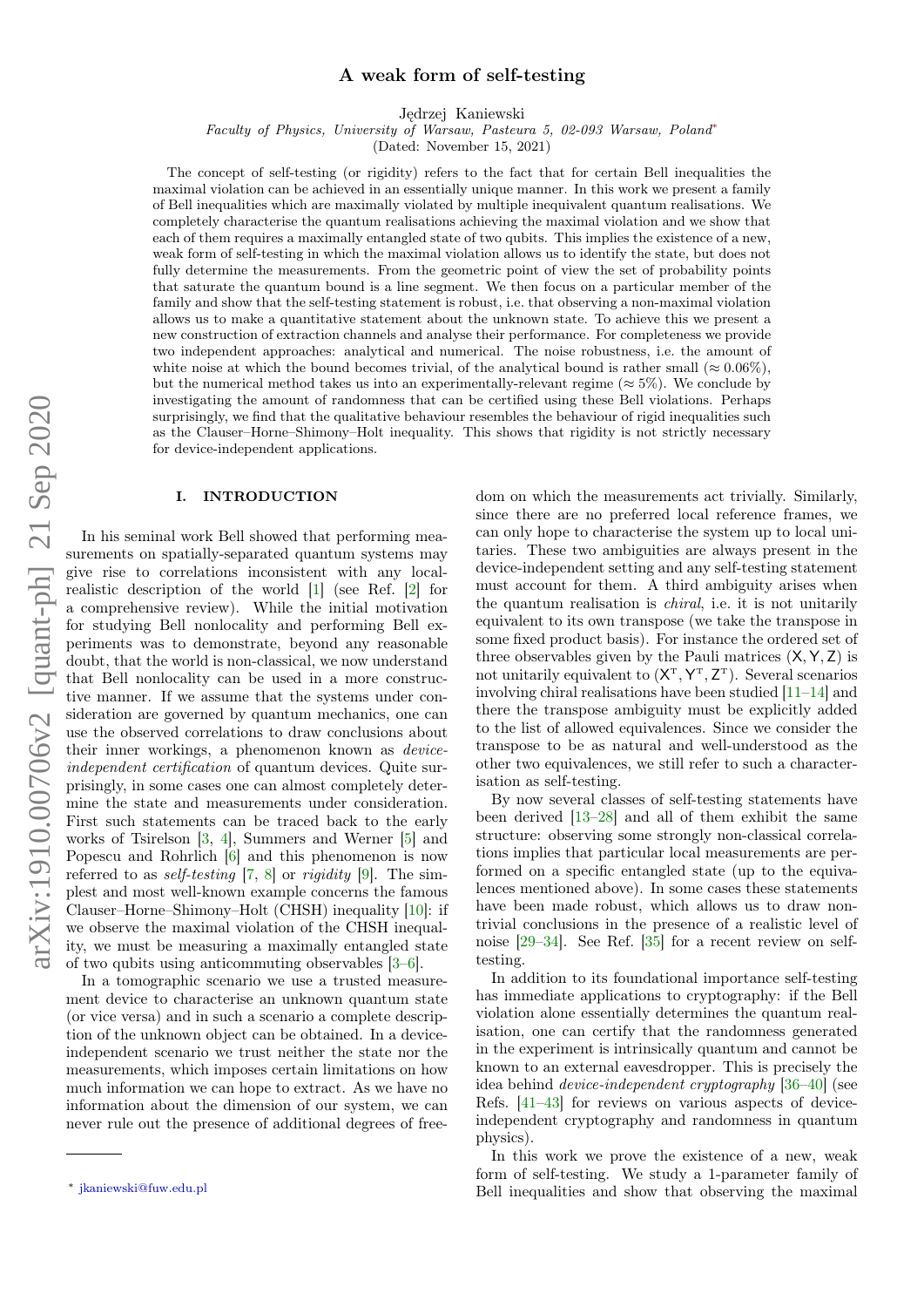# A weak form of self-testing

Jędrzej Kaniewski

*Faculty of Physics, University of Warsaw, Pasteura 5, 02-093 Warsaw, Poland*[*]

(Dated: November 15, 2021)

The concept of self-testing (or rigidity) refers to the fact that for certain Bell inequalities the maximal violation can be achieved in an essentially unique manner. In this work we present a family of Bell inequalities which are maximally violated by multiple inequivalent quantum realisations. We completely characterise the quantum realisations achieving the maximal violation and we show that each of them requires a maximally entangled state of two qubits. This implies the existence of a new, weak form of self-testing in which the maximal violation allows us to identify the state, but does not fully determine the measurements. From the geometric point of view the set of probability points that saturate the quantum bound is a line segment. We then focus on a particular member of the family and show that the self-testing statement is robust, i.e. that observing a non-maximal violation allows us to make a quantitative statement about the unknown state. To achieve this we present a new construction of extraction channels and analyse their performance. For completeness we provide two independent approaches: analytical and numerical. The noise robustness, i.e. the amount of white noise at which the bound becomes trivial, of the analytical bound is rather small ($\approx 0.06\%$), but the numerical method takes us into an experimentally-relevant regime ($\approx 5\%$). We conclude by investigating the amount of randomness that can be certified using these Bell violations. Perhaps surprisingly, we find that the qualitative behaviour resembles the behaviour of rigid inequalities such as the Clauser–Horne–Shimony–Holt inequality. This shows that rigidity is not strictly necessary for device-independent applications.

## I. INTRODUCTION

In his seminal work Bell showed that performing measurements on spatially-separated quantum systems may give rise to correlations inconsistent with any local-realistic description of the world [1] (see Ref. [2] for a comprehensive review). While the initial motivation for studying Bell nonlocality and performing Bell experiments was to demonstrate, beyond any reasonable doubt, that the world is non-classical, we now understand that Bell nonlocality can be used in a more constructive manner. If we assume that the systems under consideration are governed by quantum mechanics, one can use the observed correlations to draw conclusions about their inner workings, a phenomenon known as *device-independent certification* of quantum devices. Quite surprisingly, in some cases one can almost completely determine the state and measurements under consideration. First such statements can be traced back to the early works of Tsirelson [3, 4], Summers and Werner [5] and Popescu and Rohrlich [6] and this phenomenon is now referred to as *self-testing* [7, 8] or *rigidity* [9]. The simplest and most well-known example concerns the famous Clauser–Horne–Shimony–Holt (CHSH) inequality [10]: if we observe the maximal violation of the CHSH inequality, we must be measuring a maximally entangled state of two qubits using anticommuting observables [3–6].

In a tomographic scenario we use a trusted measurement device to characterise an unknown quantum state (or vice versa) and in such a scenario a complete description of the unknown object can be obtained. In a device-independent scenario we trust neither the state nor the measurements, which imposes certain limitations on how much information we can hope to extract. As we have no information about the dimension of our system, we can never rule out the presence of additional degrees of freedom on which the measurements act trivially. Similarly, since there are no preferred local reference frames, we can only hope to characterise the system up to local unitaries. These two ambiguities are always present in the device-independent setting and any self-testing statement must account for them. A third ambiguity arises when the quantum realisation is *chiral*, i.e. it is not unitarily equivalent to its own transpose (we take the transpose in some fixed product basis). For instance the ordered set of three observables given by the Pauli matrices $(\mathsf{X}, \mathsf{Y}, \mathsf{Z})$ is not unitarily equivalent to $(\mathsf{X}^{\mathrm{T}}, \mathsf{Y}^{\mathrm{T}}, \mathsf{Z}^{\mathrm{T}})$. Several scenarios involving chiral realisations have been studied [11–14] and there the transpose ambiguity must be explicitly added to the list of allowed equivalences. Since we consider the transpose to be as natural and well-understood as the other two equivalences, we still refer to such a characterisation as self-testing.

By now several classes of self-testing statements have been derived [13–28] and all of them exhibit the same structure: observing some strongly non-classical correlations implies that particular local measurements are performed on a specific entangled state (up to the equivalences mentioned above). In some cases these statements have been made robust, which allows us to draw non-trivial conclusions in the presence of a realistic level of noise [29–34]. See Ref. [35] for a recent review on self-testing.

In addition to its foundational importance self-testing has immediate applications to cryptography: if the Bell violation alone essentially determines the quantum realisation, one can certify that the randomness generated in the experiment is intrinsically quantum and cannot be known to an external eavesdropper. This is precisely the idea behind *device-independent cryptography* [36–40] (see Refs. [41–43] for reviews on various aspects of device-independent cryptography and randomness in quantum physics).

In this work we prove the existence of a new, weak form of self-testing. We study a 1-parameter family of Bell inequalities and show that observing the maximal

---

[*] jkaniewski@fuw.edu.pl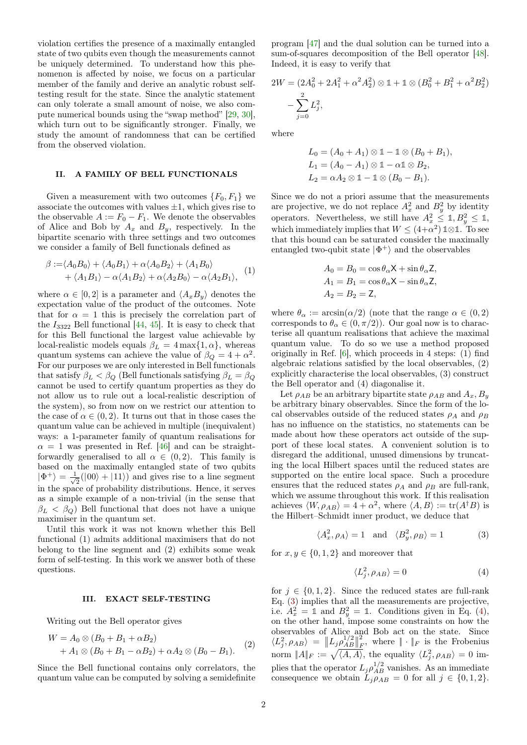violation certifies the presence of a maximally entangled state of two qubits even though the measurements cannot be uniquely determined. To understand how this phenomenon is affected by noise, we focus on a particular member of the family and derive an analytic robust self-testing result for the state. Since the analytic statement can only tolerate a small amount of noise, we also compute numerical bounds using the "swap method" [29, 30], which turn out to be significantly stronger. Finally, we study the amount of randomness that can be certified from the observed violation.

## II. A FAMILY OF BELL FUNCTIONALS

Given a measurement with two outcomes $\{F_0, F_1\}$ we associate the outcomes with values $\pm 1$, which gives rise to the observable $A := F_0 - F_1$. We denote the observables of Alice and Bob by $A_x$ and $B_y$, respectively. In the bipartite scenario with three settings and two outcomes we consider a family of Bell functionals defined as

$$
\begin{aligned}
\beta :=& \langle A_0 B_0\rangle + \langle A_0 B_1\rangle + \alpha\langle A_0 B_2\rangle + \langle A_1 B_0\rangle \\
&+ \langle A_1 B_1\rangle - \alpha\langle A_1 B_2\rangle + \alpha\langle A_2 B_0\rangle - \alpha\langle A_2 B_1\rangle,
\end{aligned} \tag{1}
$$

where $\alpha \in [0, 2]$ is a parameter and $\langle A_x B_y\rangle$ denotes the expectation value of the product of the outcomes. Note that for $\alpha = 1$ this is precisely the correlation part of the $I_{3322}$ Bell functional [44, 45]. It is easy to check that for this Bell functional the largest value achievable by local-realistic models equals $\beta_L = 4\max\{1, \alpha\}$, whereas quantum systems can achieve the value of $\beta_Q = 4 + \alpha^2$. For our purposes we are only interested in Bell functionals that satisfy $\beta_L < \beta_Q$ (Bell functionals satisfying $\beta_L = \beta_Q$ cannot be used to certify quantum properties as they do not allow us to rule out a local-realistic description of the system), so from now on we restrict our attention to the case of $\alpha \in (0, 2)$. It turns out that in those cases the quantum value can be achieved in multiple (inequivalent) ways: a 1-parameter family of quantum realisations for $\alpha = 1$ was presented in Ref. [46] and can be straightforwardly generalised to all $\alpha \in (0, 2)$. This family is based on the maximally entangled state of two qubits $|\Phi^+\rangle = \frac{1}{\sqrt{2}}(|00\rangle + |11\rangle)$ and gives rise to a line segment in the space of probability distributions. Hence, it serves as a simple example of a non-trivial (in the sense that $\beta_L < \beta_Q$) Bell functional that does not have a unique maximiser in the quantum set.

Until this work it was not known whether this Bell functional (1) admits additional maximisers that do not belong to the line segment and (2) exhibits some weak form of self-testing. In this work we answer both of these questions.

## III. EXACT SELF-TESTING

Writing out the Bell operator gives

$$
\begin{aligned}
W =& A_0 \otimes (B_0 + B_1 + \alpha B_2) \\
&+ A_1 \otimes (B_0 + B_1 - \alpha B_2) + \alpha A_2 \otimes (B_0 - B_1).
\end{aligned} \tag{2}
$$

Since the Bell functional contains only correlators, the quantum value can be computed by solving a semidefinite program [47] and the dual solution can be turned into a sum-of-squares decomposition of the Bell operator [48]. Indeed, it is easy to verify that

$$
\begin{aligned}
2W =& (2A_0^2 + 2A_1^2 + \alpha^2 A_2^2) \otimes \mathbb{1} + \mathbb{1} \otimes (B_0^2 + B_1^2 + \alpha^2 B_2^2) \\
&- \sum_{j=0}^{2} L_j^2,
\end{aligned}
$$

where

$$
\begin{aligned}
L_0 &= (A_0 + A_1) \otimes \mathbb{1} - \mathbb{1} \otimes (B_0 + B_1), \\
L_1 &= (A_0 - A_1) \otimes \mathbb{1} - \alpha \mathbb{1} \otimes B_2, \\
L_2 &= \alpha A_2 \otimes \mathbb{1} - \mathbb{1} \otimes (B_0 - B_1).
\end{aligned}
$$

Since we do not a priori assume that the measurements are projective, we do not replace $A_x^2$ and $B_y^2$ by identity operators. Nevertheless, we still have $A_x^2 \leq \mathbb{1}, B_y^2 \leq \mathbb{1}$, which immediately implies that $W \leq (4+\alpha^2)\,\mathbb{1}\otimes\mathbb{1}$. To see that this bound can be saturated consider the maximally entangled two-qubit state $|\Phi^+\rangle$ and the observables

$$
\begin{aligned}
A_0 = B_0 &= \cos\theta_\alpha \mathsf{X} + \sin\theta_\alpha \mathsf{Z}, \\
A_1 = B_1 &= \cos\theta_\alpha \mathsf{X} - \sin\theta_\alpha \mathsf{Z}, \\
A_2 = B_2 &= \mathsf{Z},
\end{aligned}
$$

where $\theta_\alpha := \arcsin(\alpha/2)$ (note that the range $\alpha \in (0, 2)$ corresponds to $\theta_\alpha \in (0, \pi/2)$). Our goal now is to characterise all quantum realisations that achieve the maximal quantum value. To do so we use a method proposed originally in Ref. [6], which proceeds in 4 steps: (1) find algebraic relations satisfied by the local observables, (2) explicitly characterise the local observables, (3) construct the Bell operator and (4) diagonalise it.

Let $\rho_{AB}$ be an arbitrary bipartite state $\rho_{AB}$ and $A_x, B_y$ be arbitrary binary observables. Since the form of the local observables outside of the reduced states $\rho_A$ and $\rho_B$ has no influence on the statistics, no statements can be made about how these operators act outside of the support of these local states. A convenient solution is to disregard the additional, unused dimensions by truncating the local Hilbert spaces until the reduced states are supported on the entire local space. Such a procedure ensures that the reduced states $\rho_A$ and $\rho_B$ are full-rank, which we assume throughout this work. If this realisation achieves $\langle W, \rho_{AB}\rangle = 4 + \alpha^2$, where $\langle A, B\rangle := \mathrm{tr}(A^\dagger B)$ is the Hilbert–Schmidt inner product, we deduce that

$$
\langle A_x^2, \rho_A\rangle = 1 \quad \text{and} \quad \langle B_y^2, \rho_B\rangle = 1 \tag{3}
$$

for $x, y \in \{0, 1, 2\}$ and moreover that

$$
\langle L_j^2, \rho_{AB}\rangle = 0 \tag{4}
$$

for $j \in \{0, 1, 2\}$. Since the reduced states are full-rank Eq. (3) implies that all the measurements are projective, i.e. $A_x^2 = \mathbb{1}$ and $B_y^2 = \mathbb{1}$. Conditions given in Eq. (4), on the other hand, impose some constraints on how the observables of Alice and Bob act on the state. Since $\langle L_j^2, \rho_{AB}\rangle = \big\|L_j \rho_{AB}^{1/2}\big\|_F^2$, where $\|\cdot\|_F$ is the Frobenius norm $\|A\|_F := \sqrt{\langle A, A\rangle}$, the equality $\langle L_j^2, \rho_{AB}\rangle = 0$ implies that the operator $L_j \rho_{AB}^{1/2}$ vanishes. As an immediate consequence we obtain $L_j \rho_{AB} = 0$ for all $j \in \{0, 1, 2\}$.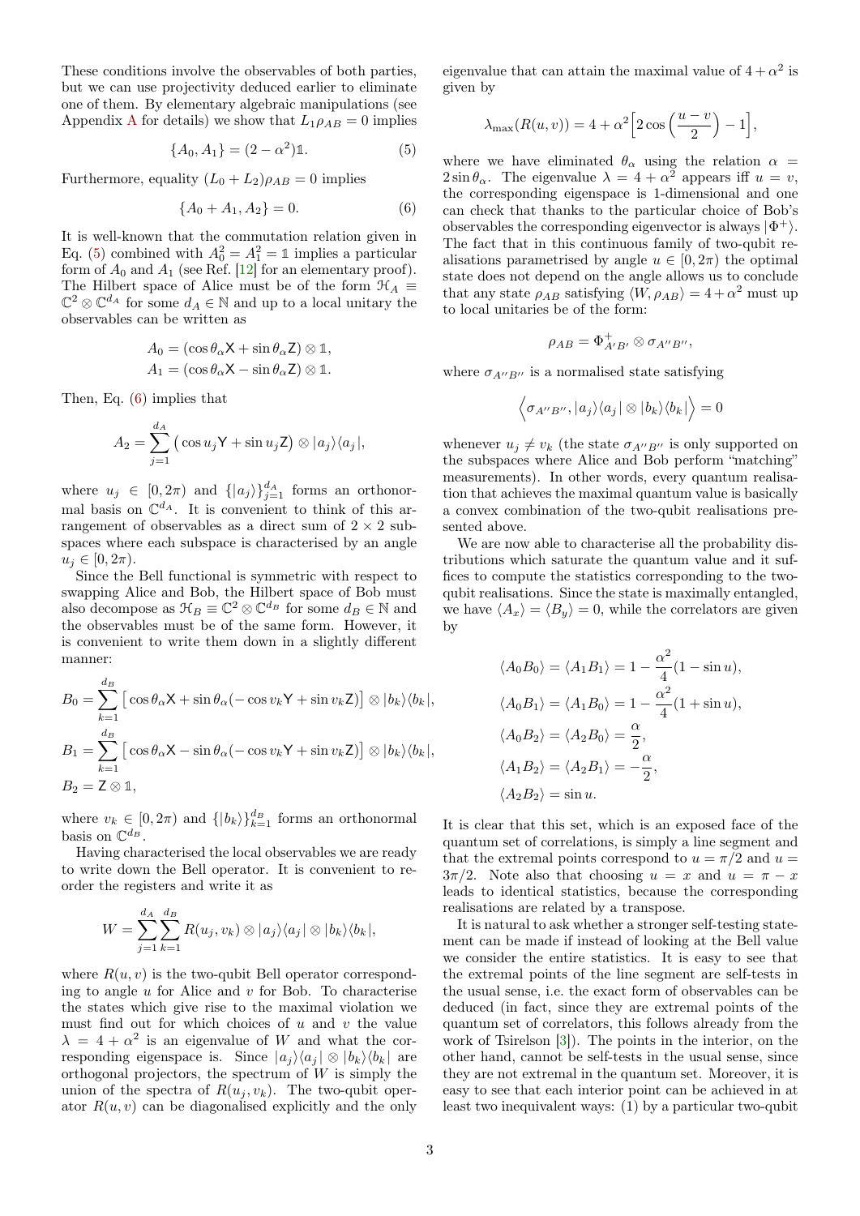These conditions involve the observables of both parties, but we can use projectivity deduced earlier to eliminate one of them. By elementary algebraic manipulations (see Appendix A for details) we show that $L_1 \rho_{AB} = 0$ implies

$$\{A_0, A_1\} = (2 - \alpha^2)\mathbb{1}. \tag{5}$$

Furthermore, equality $(L_0 + L_2)\rho_{AB} = 0$ implies

$$\{A_0 + A_1, A_2\} = 0. \tag{6}$$

It is well-known that the commutation relation given in Eq. (5) combined with $A_0^2 = A_1^2 = \mathbb{1}$ implies a particular form of $A_0$ and $A_1$ (see Ref. [12] for an elementary proof). The Hilbert space of Alice must be of the form $\mathcal{H}_A \equiv \mathbb{C}^2 \otimes \mathbb{C}^{d_A}$ for some $d_A \in \mathbb{N}$ and up to a local unitary the observables can be written as

$$A_0 = (\cos\theta_\alpha \mathsf{X} + \sin\theta_\alpha \mathsf{Z}) \otimes \mathbb{1},$$
$$A_1 = (\cos\theta_\alpha \mathsf{X} - \sin\theta_\alpha \mathsf{Z}) \otimes \mathbb{1}.$$

Then, Eq. (6) implies that

$$A_2 = \sum_{j=1}^{d_A} \big( \cos u_j \mathsf{Y} + \sin u_j \mathsf{Z} \big) \otimes |a_j\rangle\langle a_j|,$$

where $u_j \in [0, 2\pi)$ and $\{|a_j\rangle\}_{j=1}^{d_A}$ forms an orthonormal basis on $\mathbb{C}^{d_A}$. It is convenient to think of this arrangement of observables as a direct sum of $2 \times 2$ subspaces where each subspace is characterised by an angle $u_j \in [0, 2\pi)$.

Since the Bell functional is symmetric with respect to swapping Alice and Bob, the Hilbert space of Bob must also decompose as $\mathcal{H}_B \equiv \mathbb{C}^2 \otimes \mathbb{C}^{d_B}$ for some $d_B \in \mathbb{N}$ and the observables must be of the same form. However, it is convenient to write them down in a slightly different manner:

$$B_0 = \sum_{k=1}^{d_B} \big[ \cos\theta_\alpha \mathsf{X} + \sin\theta_\alpha(-\cos v_k \mathsf{Y} + \sin v_k \mathsf{Z}) \big] \otimes |b_k\rangle\langle b_k|,$$
$$B_1 = \sum_{k=1}^{d_B} \big[ \cos\theta_\alpha \mathsf{X} - \sin\theta_\alpha(-\cos v_k \mathsf{Y} + \sin v_k \mathsf{Z}) \big] \otimes |b_k\rangle\langle b_k|,$$
$$B_2 = \mathsf{Z} \otimes \mathbb{1},$$

where $v_k \in [0, 2\pi)$ and $\{|b_k\rangle\}_{k=1}^{d_B}$ forms an orthonormal basis on $\mathbb{C}^{d_B}$.

Having characterised the local observables we are ready to write down the Bell operator. It is convenient to reorder the registers and write it as

$$W = \sum_{j=1}^{d_A} \sum_{k=1}^{d_B} R(u_j, v_k) \otimes |a_j\rangle\langle a_j| \otimes |b_k\rangle\langle b_k|,$$

where $R(u, v)$ is the two-qubit Bell operator corresponding to angle $u$ for Alice and $v$ for Bob. To characterise the states which give rise to the maximal violation we must find out for which choices of $u$ and $v$ the value $\lambda = 4 + \alpha^2$ is an eigenvalue of $W$ and what the corresponding eigenspace is. Since $|a_j\rangle\langle a_j| \otimes |b_k\rangle\langle b_k|$ are orthogonal projectors, the spectrum of $W$ is simply the union of the spectra of $R(u_j, v_k)$. The two-qubit operator $R(u, v)$ can be diagonalised explicitly and the only eigenvalue that can attain the maximal value of $4 + \alpha^2$ is given by

$$\lambda_{\max}(R(u, v)) = 4 + \alpha^2 \Big[ 2\cos\Big(\frac{u - v}{2}\Big) - 1 \Big],$$

where we have eliminated $\theta_\alpha$ using the relation $\alpha = 2\sin\theta_\alpha$. The eigenvalue $\lambda = 4 + \alpha^2$ appears iff $u = v$, the corresponding eigenspace is 1-dimensional and one can check that thanks to the particular choice of Bob's observables the corresponding eigenvector is always $|\Phi^+\rangle$. The fact that in this continuous family of two-qubit realisations parametrised by angle $u \in [0, 2\pi)$ the optimal state does not depend on the angle allows us to conclude that any state $\rho_{AB}$ satisfying $\langle W, \rho_{AB}\rangle = 4 + \alpha^2$ must up to local unitaries be of the form:

$$\rho_{AB} = \Phi^+_{A'B'} \otimes \sigma_{A''B''},$$

where $\sigma_{A''B''}$ is a normalised state satisfying

$$\Big\langle \sigma_{A''B''}, |a_j\rangle\langle a_j| \otimes |b_k\rangle\langle b_k| \Big\rangle = 0$$

whenever $u_j \neq v_k$ (the state $\sigma_{A''B''}$ is only supported on the subspaces where Alice and Bob perform "matching" measurements). In other words, every quantum realisation that achieves the maximal quantum value is basically a convex combination of the two-qubit realisations presented above.

We are now able to characterise all the probability distributions which saturate the quantum value and it suffices to compute the statistics corresponding to the two-qubit realisations. Since the state is maximally entangled, we have $\langle A_x \rangle = \langle B_y \rangle = 0$, while the correlators are given by

$$\langle A_0 B_0 \rangle = \langle A_1 B_1 \rangle = 1 - \frac{\alpha^2}{4}(1 - \sin u),$$
$$\langle A_0 B_1 \rangle = \langle A_1 B_0 \rangle = 1 - \frac{\alpha^2}{4}(1 + \sin u),$$
$$\langle A_0 B_2 \rangle = \langle A_2 B_0 \rangle = \frac{\alpha}{2},$$
$$\langle A_1 B_2 \rangle = \langle A_2 B_1 \rangle = -\frac{\alpha}{2},$$
$$\langle A_2 B_2 \rangle = \sin u.$$

It is clear that this set, which is an exposed face of the quantum set of correlations, is simply a line segment and that the extremal points correspond to $u = \pi/2$ and $u = 3\pi/2$. Note also that choosing $u = x$ and $u = \pi - x$ leads to identical statistics, because the corresponding realisations are related by a transpose.

It is natural to ask whether a stronger self-testing statement can be made if instead of looking at the Bell value we consider the entire statistics. It is easy to see that the extremal points of the line segment are self-tests in the usual sense, i.e. the exact form of observables can be deduced (in fact, since they are extremal points of the quantum set of correlators, this follows already from the work of Tsirelson [3]). The points in the interior, on the other hand, cannot be self-tests in the usual sense, since they are not extremal in the quantum set. Moreover, it is easy to see that each interior point can be achieved in at least two inequivalent ways: (1) by a particular two-qubit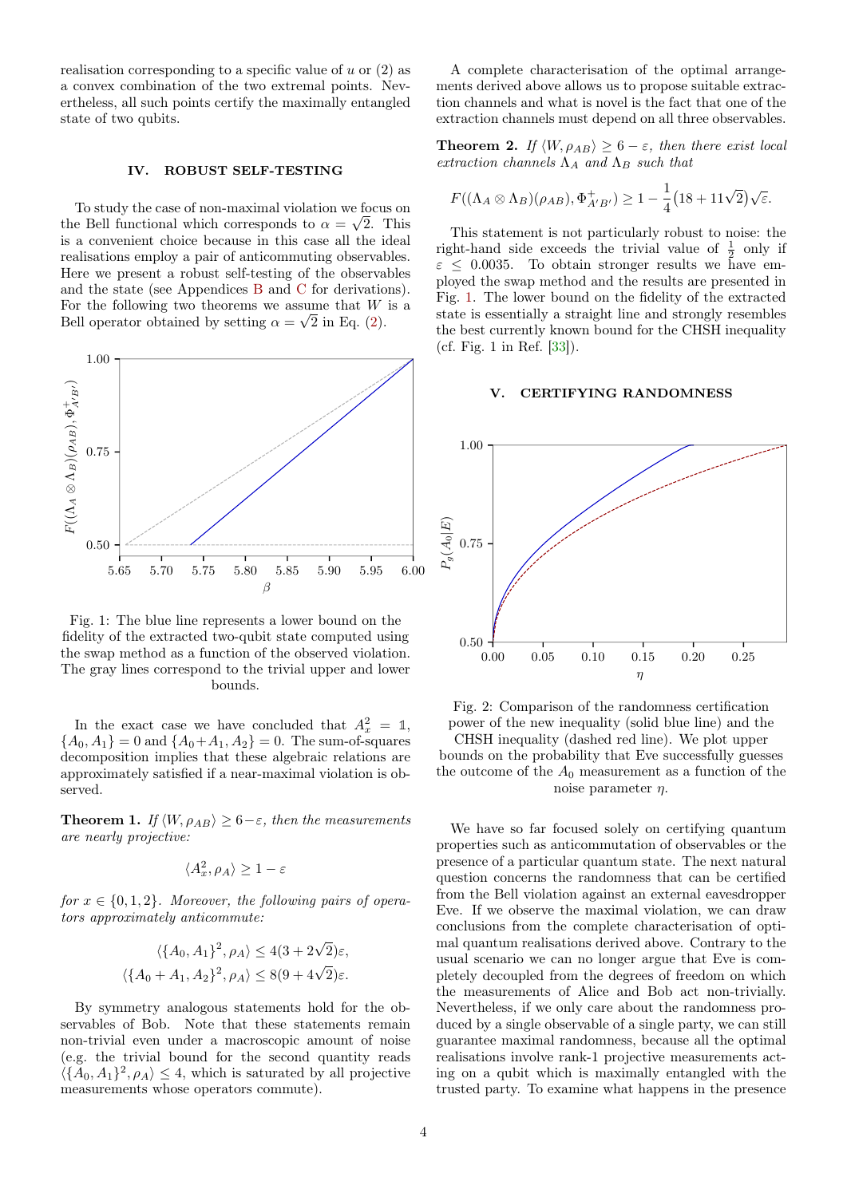realisation corresponding to a specific value of $u$ or (2) as a convex combination of the two extremal points. Nevertheless, all such points certify the maximally entangled state of two qubits.

## IV. ROBUST SELF-TESTING

To study the case of non-maximal violation we focus on the Bell functional which corresponds to $\alpha = \sqrt{2}$. This is a convenient choice because in this case all the ideal realisations employ a pair of anticommuting observables. Here we present a robust self-testing of the observables and the state (see Appendices B and C for derivations). For the following two theorems we assume that $W$ is a Bell operator obtained by setting $\alpha = \sqrt{2}$ in Eq. (2).

1.00
0.75
0.50
$F((\Lambda_A \otimes \Lambda_B)(\rho_{AB}), \Phi^+_{A'B'})$
5.65 5.70 5.75 5.80 5.85 5.90 5.95 6.00
$\beta$

Fig. 1: The blue line represents a lower bound on the fidelity of the extracted two-qubit state computed using the swap method as a function of the observed violation. The gray lines correspond to the trivial upper and lower bounds.

In the exact case we have concluded that $A_x^2 = \mathbb{1}$, $\{A_0, A_1\} = 0$ and $\{A_0 + A_1, A_2\} = 0$. The sum-of-squares decomposition implies that these algebraic relations are approximately satisfied if a near-maximal violation is observed.

**Theorem 1.** *If $\langle W, \rho_{AB}\rangle \geq 6 - \varepsilon$, then the measurements are nearly projective:*

$$\langle A_x^2, \rho_A \rangle \geq 1 - \varepsilon$$

*for $x \in \{0, 1, 2\}$. Moreover, the following pairs of operators approximately anticommute:*

$$\langle \{A_0, A_1\}^2, \rho_A \rangle \leq 4(3 + 2\sqrt{2})\varepsilon,$$
$$\langle \{A_0 + A_1, A_2\}^2, \rho_A \rangle \leq 8(9 + 4\sqrt{2})\varepsilon.$$

By symmetry analogous statements hold for the observables of Bob. Note that these statements remain non-trivial even under a macroscopic amount of noise (e.g. the trivial bound for the second quantity reads $\langle \{A_0, A_1\}^2, \rho_A \rangle \leq 4$, which is saturated by all projective measurements whose operators commute).

A complete characterisation of the optimal arrangements derived above allows us to propose suitable extraction channels and what is novel is the fact that one of the extraction channels must depend on all three observables.

**Theorem 2.** *If $\langle W, \rho_{AB}\rangle \geq 6 - \varepsilon$, then there exist local extraction channels $\Lambda_A$ and $\Lambda_B$ such that*

$$F((\Lambda_A \otimes \Lambda_B)(\rho_{AB}), \Phi^+_{A'B'}) \geq 1 - \frac{1}{4}\big(18 + 11\sqrt{2}\big)\sqrt{\varepsilon}.$$

This statement is not particularly robust to noise: the right-hand side exceeds the trivial value of $\frac{1}{2}$ only if $\varepsilon \leq 0.0035$. To obtain stronger results we have employed the swap method and the results are presented in Fig. 1. The lower bound on the fidelity of the extracted state is essentially a straight line and strongly resembles the best currently known bound for the CHSH inequality (cf. Fig. 1 in Ref. [33]).

## V. CERTIFYING RANDOMNESS

1.00
0.75
0.50
$P_g(A_0|E)$
0.00 0.05 0.10 0.15 0.20 0.25
$\eta$

Fig. 2: Comparison of the randomness certification power of the new inequality (solid blue line) and the CHSH inequality (dashed red line). We plot upper bounds on the probability that Eve successfully guesses the outcome of the $A_0$ measurement as a function of the noise parameter $\eta$.

We have so far focused solely on certifying quantum properties such as anticommutation of observables or the presence of a particular quantum state. The next natural question concerns the randomness that can be certified from the Bell violation against an external eavesdropper Eve. If we observe the maximal violation, we can draw conclusions from the complete characterisation of optimal quantum realisations derived above. Contrary to the usual scenario we can no longer argue that Eve is completely decoupled from the degrees of freedom on which the measurements of Alice and Bob act non-trivially. Nevertheless, if we only care about the randomness produced by a single observable of a single party, we can still guarantee maximal randomness, because all the optimal realisations involve rank-1 projective measurements acting on a qubit which is maximally entangled with the trusted party. To examine what happens in the presence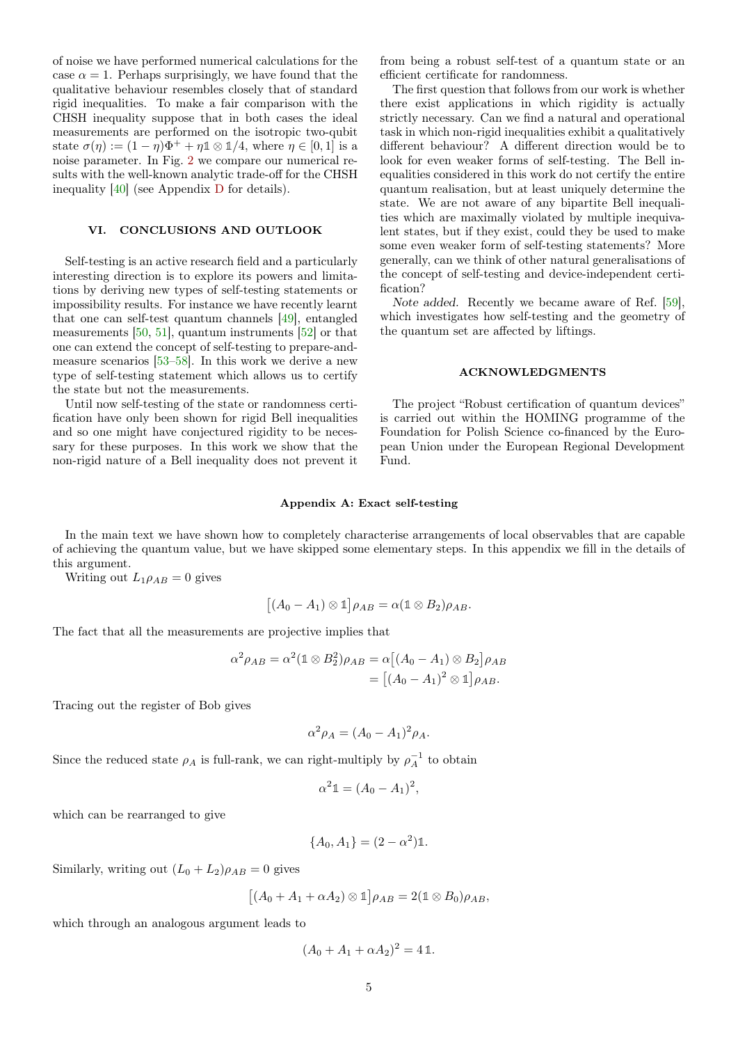of noise we have performed numerical calculations for the case $\alpha = 1$. Perhaps surprisingly, we have found that the qualitative behaviour resembles closely that of standard rigid inequalities. To make a fair comparison with the CHSH inequality suppose that in both cases the ideal measurements are performed on the isotropic two-qubit state $\sigma(\eta) := (1-\eta)\Phi^+ + \eta \mathbb{1} \otimes \mathbb{1}/4$, where $\eta \in [0, 1]$ is a noise parameter. In Fig. 2 we compare our numerical results with the well-known analytic trade-off for the CHSH inequality [40] (see Appendix D for details).

## VI. CONCLUSIONS AND OUTLOOK

Self-testing is an active research field and a particularly interesting direction is to explore its powers and limitations by deriving new types of self-testing statements or impossibility results. For instance we have recently learnt that one can self-test quantum channels [49], entangled measurements [50, 51], quantum instruments [52] or that one can extend the concept of self-testing to prepare-and-measure scenarios [53–58]. In this work we derive a new type of self-testing statement which allows us to certify the state but not the measurements.

Until now self-testing of the state or randomness certification have only been shown for rigid Bell inequalities and so one might have conjectured rigidity to be necessary for these purposes. In this work we show that the non-rigid nature of a Bell inequality does not prevent it from being a robust self-test of a quantum state or an efficient certificate for randomness.

The first question that follows from our work is whether there exist applications in which rigidity is actually strictly necessary. Can we find a natural and operational task in which non-rigid inequalities exhibit a qualitatively different behaviour? A different direction would be to look for even weaker forms of self-testing. The Bell inequalities considered in this work do not certify the entire quantum realisation, but at least uniquely determine the state. We are not aware of any bipartite Bell inequalities which are maximally violated by multiple inequivalent states, but if they exist, could they be used to make some even weaker form of self-testing statements? More generally, can we think of other natural generalisations of the concept of self-testing and device-independent certification?

*Note added.* Recently we became aware of Ref. [59], which investigates how self-testing and the geometry of the quantum set are affected by liftings.

## ACKNOWLEDGMENTS

The project "Robust certification of quantum devices" is carried out within the HOMING programme of the Foundation for Polish Science co-financed by the European Union under the European Regional Development Fund.

### Appendix A: Exact self-testing

In the main text we have shown how to completely characterise arrangements of local observables that are capable of achieving the quantum value, but we have skipped some elementary steps. In this appendix we fill in the details of this argument.

Writing out $L_1 \rho_{AB} = 0$ gives

$$\big[(A_0 - A_1) \otimes \mathbb{1}\big]\rho_{AB} = \alpha(\mathbb{1} \otimes B_2)\rho_{AB}.$$

The fact that all the measurements are projective implies that

$$\begin{aligned}\alpha^2 \rho_{AB} = \alpha^2 (\mathbb{1} \otimes B_2^2)\rho_{AB} &= \alpha\big[(A_0 - A_1) \otimes B_2\big]\rho_{AB} \\ &= \big[(A_0 - A_1)^2 \otimes \mathbb{1}\big]\rho_{AB}.\end{aligned}$$

Tracing out the register of Bob gives

$$\alpha^2 \rho_A = (A_0 - A_1)^2 \rho_A.$$

Since the reduced state $\rho_A$ is full-rank, we can right-multiply by $\rho_A^{-1}$ to obtain

$$\alpha^2 \mathbb{1} = (A_0 - A_1)^2,$$

which can be rearranged to give

$$\{A_0, A_1\} = (2 - \alpha^2)\mathbb{1}.$$

Similarly, writing out $(L_0 + L_2)\rho_{AB} = 0$ gives

$$\big[(A_0 + A_1 + \alpha A_2) \otimes \mathbb{1}\big]\rho_{AB} = 2(\mathbb{1} \otimes B_0)\rho_{AB},$$

which through an analogous argument leads to

$$(A_0 + A_1 + \alpha A_2)^2 = 4\,\mathbb{1}.$$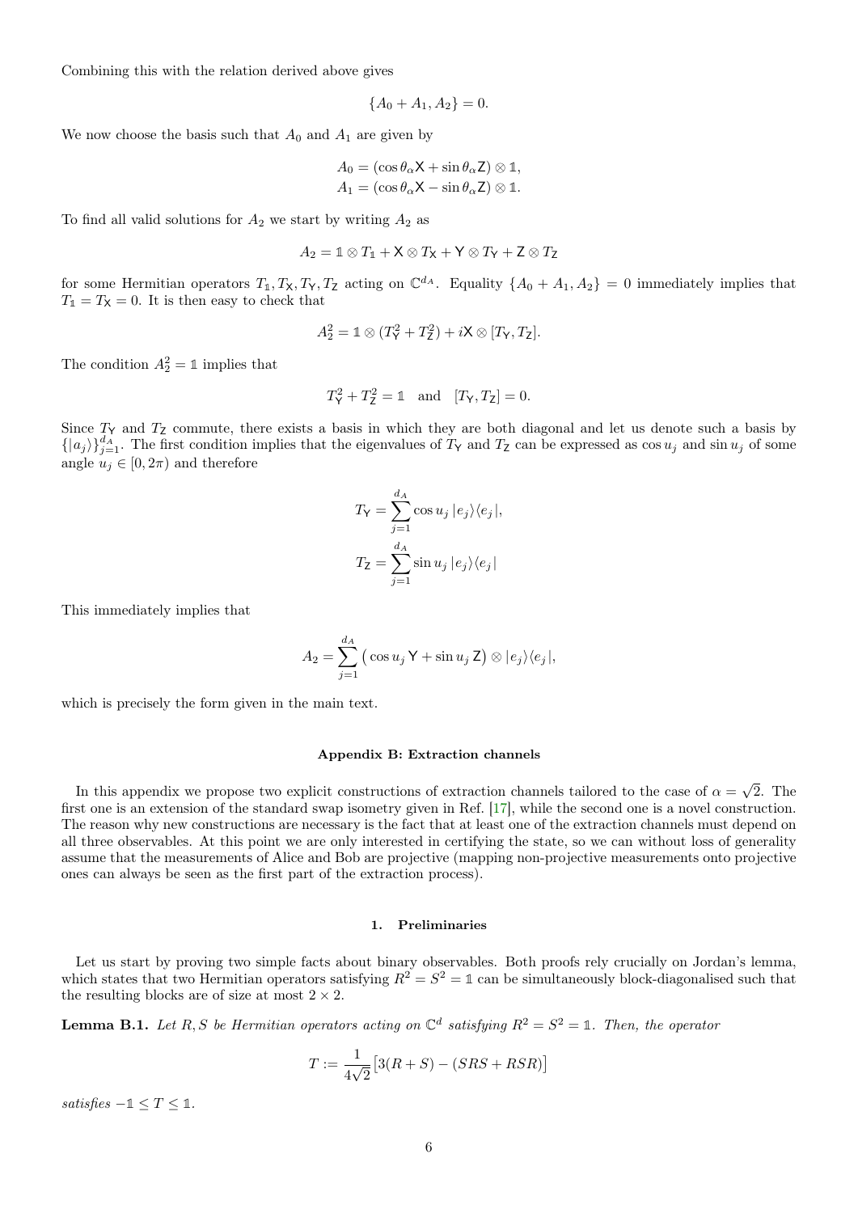Combining this with the relation derived above gives

$$\{A_0 + A_1, A_2\} = 0.$$

We now choose the basis such that $A_0$ and $A_1$ are given by

$$A_0 = (\cos\theta_\alpha \mathsf{X} + \sin\theta_\alpha \mathsf{Z}) \otimes \mathbb{1},$$
$$A_1 = (\cos\theta_\alpha \mathsf{X} - \sin\theta_\alpha \mathsf{Z}) \otimes \mathbb{1}.$$

To find all valid solutions for $A_2$ we start by writing $A_2$ as

$$A_2 = \mathbb{1} \otimes T_{\mathbb{1}} + \mathsf{X} \otimes T_{\mathsf{X}} + \mathsf{Y} \otimes T_{\mathsf{Y}} + \mathsf{Z} \otimes T_{\mathsf{Z}}$$

for some Hermitian operators $T_{\mathbb{1}}, T_{\mathsf{X}}, T_{\mathsf{Y}}, T_{\mathsf{Z}}$ acting on $\mathbb{C}^{d_A}$. Equality $\{A_0 + A_1, A_2\} = 0$ immediately implies that $T_{\mathbb{1}} = T_{\mathsf{X}} = 0$. It is then easy to check that

$$A_2^2 = \mathbb{1} \otimes (T_{\mathsf{Y}}^2 + T_{\mathsf{Z}}^2) + i\mathsf{X} \otimes [T_{\mathsf{Y}}, T_{\mathsf{Z}}].$$

The condition $A_2^2 = \mathbb{1}$ implies that

$$T_{\mathsf{Y}}^2 + T_{\mathsf{Z}}^2 = \mathbb{1} \quad \text{and} \quad [T_{\mathsf{Y}}, T_{\mathsf{Z}}] = 0.$$

Since $T_{\mathsf{Y}}$ and $T_{\mathsf{Z}}$ commute, there exists a basis in which they are both diagonal and let us denote such a basis by $\{|a_j\rangle\}_{j=1}^{d_A}$. The first condition implies that the eigenvalues of $T_{\mathsf{Y}}$ and $T_{\mathsf{Z}}$ can be expressed as $\cos u_j$ and $\sin u_j$ of some angle $u_j \in [0, 2\pi)$ and therefore

$$T_{\mathsf{Y}} = \sum_{j=1}^{d_A} \cos u_j \, |e_j\rangle\langle e_j|,$$
$$T_{\mathsf{Z}} = \sum_{j=1}^{d_A} \sin u_j \, |e_j\rangle\langle e_j|$$

This immediately implies that

$$A_2 = \sum_{j=1}^{d_A} \big( \cos u_j \, \mathsf{Y} + \sin u_j \, \mathsf{Z} \big) \otimes |e_j\rangle\langle e_j|,$$

which is precisely the form given in the main text.

## Appendix B: Extraction channels

In this appendix we propose two explicit constructions of extraction channels tailored to the case of $\alpha = \sqrt{2}$. The first one is an extension of the standard swap isometry given in Ref. [17], while the second one is a novel construction. The reason why new constructions are necessary is the fact that at least one of the extraction channels must depend on all three observables. At this point we are only interested in certifying the state, so we can without loss of generality assume that the measurements of Alice and Bob are projective (mapping non-projective measurements onto projective ones can always be seen as the first part of the extraction process).

### 1. Preliminaries

Let us start by proving two simple facts about binary observables. Both proofs rely crucially on Jordan's lemma, which states that two Hermitian operators satisfying $R^2 = S^2 = \mathbb{1}$ can be simultaneously block-diagonalised such that the resulting blocks are of size at most $2 \times 2$.

**Lemma B.1.** *Let $R, S$ be Hermitian operators acting on $\mathbb{C}^d$ satisfying $R^2 = S^2 = \mathbb{1}$. Then, the operator*

$$T := \frac{1}{4\sqrt{2}} \big[ 3(R + S) - (SRS + RSR) \big]$$

*satisfies $-\mathbb{1} \leq T \leq \mathbb{1}$.*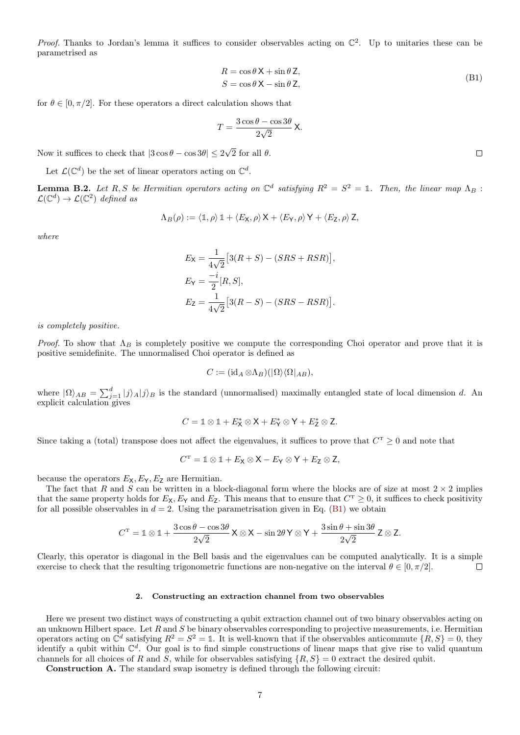*Proof.* Thanks to Jordan's lemma it suffices to consider observables acting on $\mathbb{C}^2$. Up to unitaries these can be parametrised as

$$
\begin{aligned}
R &= \cos\theta\, \mathsf{X} + \sin\theta\, \mathsf{Z}, \\
S &= \cos\theta\, \mathsf{X} - \sin\theta\, \mathsf{Z},
\end{aligned}
\tag{B1}
$$

for $\theta \in [0, \pi/2]$. For these operators a direct calculation shows that

$$
T = \frac{3\cos\theta - \cos 3\theta}{2\sqrt{2}}\, \mathsf{X}.
$$

Now it suffices to check that $|3\cos\theta - \cos 3\theta| \leq 2\sqrt{2}$ for all $\theta$. $\square$

Let $\mathcal{L}(\mathbb{C}^d)$ be the set of linear operators acting on $\mathbb{C}^d$.

**Lemma B.2.** *Let $R, S$ be Hermitian operators acting on $\mathbb{C}^d$ satisfying $R^2 = S^2 = \mathbb{1}$. Then, the linear map $\Lambda_B : \mathcal{L}(\mathbb{C}^d) \to \mathcal{L}(\mathbb{C}^2)$ defined as*

$$
\Lambda_B(\rho) := \langle \mathbb{1}, \rho \rangle\, \mathbb{1} + \langle E_{\mathsf{X}}, \rho \rangle\, \mathsf{X} + \langle E_{\mathsf{Y}}, \rho \rangle\, \mathsf{Y} + \langle E_{\mathsf{Z}}, \rho \rangle\, \mathsf{Z},
$$

*where*

$$
\begin{aligned}
E_{\mathsf{X}} &= \frac{1}{4\sqrt{2}}\big[3(R+S) - (SRS + RSR)\big], \\
E_{\mathsf{Y}} &= \frac{-i}{2}[R, S], \\
E_{\mathsf{Z}} &= \frac{1}{4\sqrt{2}}\big[3(R-S) - (SRS - RSR)\big].
\end{aligned}
$$

*is completely positive.*

*Proof.* To show that $\Lambda_B$ is completely positive we compute the corresponding Choi operator and prove that it is positive semidefinite. The unnormalised Choi operator is defined as

$$
C := (\mathrm{id}_A \otimes \Lambda_B)(|\Omega\rangle\langle\Omega|_{AB}),
$$

where $|\Omega\rangle_{AB} = \sum_{j=1}^{d} |j\rangle_A |j\rangle_B$ is the standard (unnormalised) maximally entangled state of local dimension $d$. An explicit calculation gives

$$
C = \mathbb{1} \otimes \mathbb{1} + E_{\mathsf{X}}^* \otimes \mathsf{X} + E_{\mathsf{Y}}^* \otimes \mathsf{Y} + E_{\mathsf{Z}}^* \otimes \mathsf{Z}.
$$

Since taking a (total) transpose does not affect the eigenvalues, it suffices to prove that $C^{\mathrm{T}} \geq 0$ and note that

$$
C^{\mathrm{T}} = \mathbb{1} \otimes \mathbb{1} + E_{\mathsf{X}} \otimes \mathsf{X} - E_{\mathsf{Y}} \otimes \mathsf{Y} + E_{\mathsf{Z}} \otimes \mathsf{Z},
$$

because the operators $E_{\mathsf{X}}, E_{\mathsf{Y}}, E_{\mathsf{Z}}$ are Hermitian.

The fact that $R$ and $S$ can be written in a block-diagonal form where the blocks are of size at most $2 \times 2$ implies that the same property holds for $E_{\mathsf{X}}, E_{\mathsf{Y}}$ and $E_{\mathsf{Z}}$. This means that to ensure that $C^{\mathrm{T}} \geq 0$, it suffices to check positivity for all possible observables in $d = 2$. Using the parametrisation given in Eq. (B1) we obtain

$$
C^{\mathrm{T}} = \mathbb{1} \otimes \mathbb{1} + \frac{3\cos\theta - \cos 3\theta}{2\sqrt{2}}\, \mathsf{X} \otimes \mathsf{X} - \sin 2\theta\, \mathsf{Y} \otimes \mathsf{Y} + \frac{3\sin\theta + \sin 3\theta}{2\sqrt{2}}\, \mathsf{Z} \otimes \mathsf{Z}.
$$

Clearly, this operator is diagonal in the Bell basis and the eigenvalues can be computed analytically. It is a simple exercise to check that the resulting trigonometric functions are non-negative on the interval $\theta \in [0, \pi/2]$. $\square$

### 2. Constructing an extraction channel from two observables

Here we present two distinct ways of constructing a qubit extraction channel out of two binary observables acting on an unknown Hilbert space. Let $R$ and $S$ be binary observables corresponding to projective measurements, i.e. Hermitian operators acting on $\mathbb{C}^d$ satisfying $R^2 = S^2 = \mathbb{1}$. It is well-known that if the observables anticommute $\{R, S\} = 0$, they identify a qubit within $\mathbb{C}^d$. Our goal is to find simple constructions of linear maps that give rise to valid quantum channels for all choices of $R$ and $S$, while for observables satisfying $\{R, S\} = 0$ extract the desired qubit.

**Construction A.** The standard swap isometry is defined through the following circuit: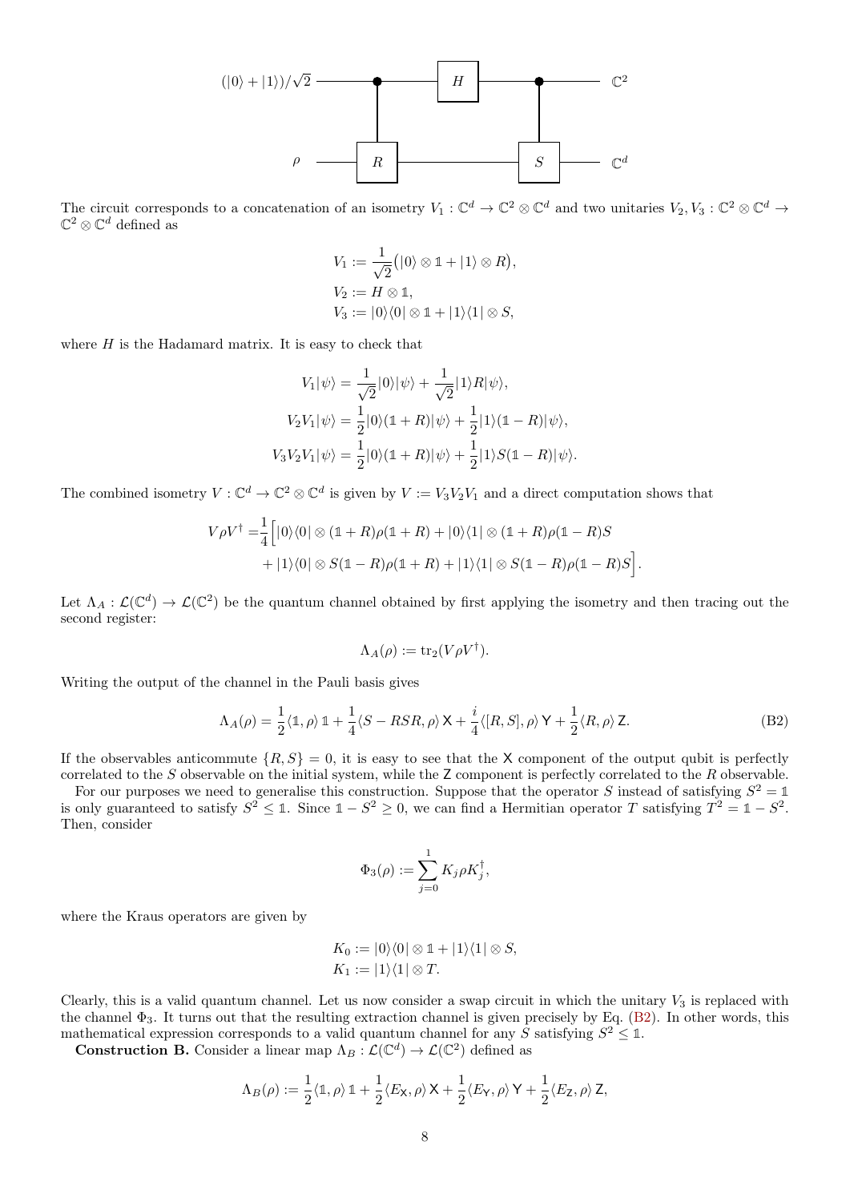$(|0\rangle + |1\rangle)/\sqrt{2}$ — $H$ — $\mathbb{C}^2$

$\rho$ — $R$ — $S$ — $\mathbb{C}^d$

The circuit corresponds to a concatenation of an isometry $V_1 : \mathbb{C}^d \to \mathbb{C}^2 \otimes \mathbb{C}^d$ and two unitaries $V_2, V_3 : \mathbb{C}^2 \otimes \mathbb{C}^d \to \mathbb{C}^2 \otimes \mathbb{C}^d$ defined as

$$
\begin{aligned}
V_1 &:= \frac{1}{\sqrt{2}}\big(|0\rangle \otimes \mathbb{1} + |1\rangle \otimes R\big),\\
V_2 &:= H \otimes \mathbb{1},\\
V_3 &:= |0\rangle\langle 0| \otimes \mathbb{1} + |1\rangle\langle 1| \otimes S,
\end{aligned}
$$

where $H$ is the Hadamard matrix. It is easy to check that

$$
\begin{aligned}
V_1|\psi\rangle &= \frac{1}{\sqrt{2}}|0\rangle|\psi\rangle + \frac{1}{\sqrt{2}}|1\rangle R|\psi\rangle,\\
V_2V_1|\psi\rangle &= \frac{1}{2}|0\rangle(\mathbb{1}+R)|\psi\rangle + \frac{1}{2}|1\rangle(\mathbb{1}-R)|\psi\rangle,\\
V_3V_2V_1|\psi\rangle &= \frac{1}{2}|0\rangle(\mathbb{1}+R)|\psi\rangle + \frac{1}{2}|1\rangle S(\mathbb{1}-R)|\psi\rangle.
\end{aligned}
$$

The combined isometry $V : \mathbb{C}^d \to \mathbb{C}^2 \otimes \mathbb{C}^d$ is given by $V := V_3V_2V_1$ and a direct computation shows that

$$
\begin{aligned}
V\rho V^\dagger =& \frac{1}{4}\Big[|0\rangle\langle 0| \otimes (\mathbb{1}+R)\rho(\mathbb{1}+R) + |0\rangle\langle 1| \otimes (\mathbb{1}+R)\rho(\mathbb{1}-R)S\\
&+ |1\rangle\langle 0| \otimes S(\mathbb{1}-R)\rho(\mathbb{1}+R) + |1\rangle\langle 1| \otimes S(\mathbb{1}-R)\rho(\mathbb{1}-R)S\Big].
\end{aligned}
$$

Let $\Lambda_A : \mathcal{L}(\mathbb{C}^d) \to \mathcal{L}(\mathbb{C}^2)$ be the quantum channel obtained by first applying the isometry and then tracing out the second register:

$$
\Lambda_A(\rho) := \mathrm{tr}_2(V\rho V^\dagger).
$$

Writing the output of the channel in the Pauli basis gives

$$
\Lambda_A(\rho) = \frac{1}{2}\langle \mathbb{1}, \rho\rangle\, \mathbb{1} + \frac{1}{4}\langle S - RSR, \rho\rangle\, \mathsf{X} + \frac{i}{4}\langle [R,S], \rho\rangle\, \mathsf{Y} + \frac{1}{2}\langle R, \rho\rangle\, \mathsf{Z}. \tag{B2}
$$

If the observables anticommute $\{R, S\} = 0$, it is easy to see that the $\mathsf{X}$ component of the output qubit is perfectly correlated to the $S$ observable on the initial system, while the $\mathsf{Z}$ component is perfectly correlated to the $R$ observable.

For our purposes we need to generalise this construction. Suppose that the operator $S$ instead of satisfying $S^2 = \mathbb{1}$ is only guaranteed to satisfy $S^2 \leq \mathbb{1}$. Since $\mathbb{1} - S^2 \geq 0$, we can find a Hermitian operator $T$ satisfying $T^2 = \mathbb{1} - S^2$. Then, consider

$$
\Phi_3(\rho) := \sum_{j=0}^{1} K_j \rho K_j^\dagger,
$$

where the Kraus operators are given by

$$
\begin{aligned}
K_0 &:= |0\rangle\langle 0| \otimes \mathbb{1} + |1\rangle\langle 1| \otimes S,\\
K_1 &:= |1\rangle\langle 1| \otimes T.
\end{aligned}
$$

Clearly, this is a valid quantum channel. Let us now consider a swap circuit in which the unitary $V_3$ is replaced with the channel $\Phi_3$. It turns out that the resulting extraction channel is given precisely by Eq. (B2). In other words, this mathematical expression corresponds to a valid quantum channel for any $S$ satisfying $S^2 \leq \mathbb{1}$.

**Construction B.** Consider a linear map $\Lambda_B : \mathcal{L}(\mathbb{C}^d) \to \mathcal{L}(\mathbb{C}^2)$ defined as

$$
\Lambda_B(\rho) := \frac{1}{2}\langle \mathbb{1}, \rho\rangle\, \mathbb{1} + \frac{1}{2}\langle E_{\mathsf{X}}, \rho\rangle\, \mathsf{X} + \frac{1}{2}\langle E_{\mathsf{Y}}, \rho\rangle\, \mathsf{Y} + \frac{1}{2}\langle E_{\mathsf{Z}}, \rho\rangle\, \mathsf{Z},
$$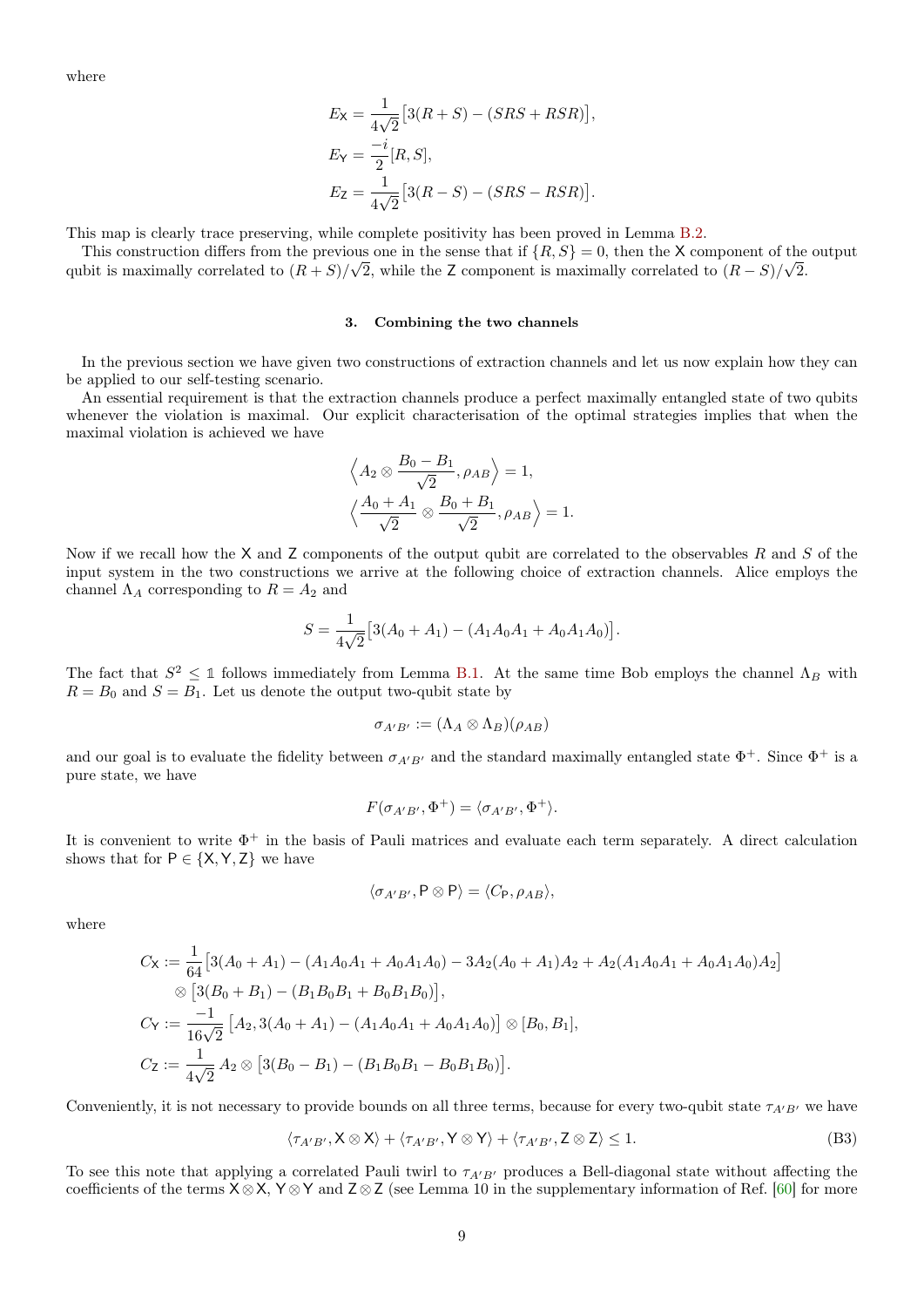where

$$E_{\mathsf{X}} = \frac{1}{4\sqrt{2}}\big[3(R+S) - (SRS + RSR)\big],$$

$$E_{\mathsf{Y}} = \frac{-i}{2}[R,S],$$

$$E_{\mathsf{Z}} = \frac{1}{4\sqrt{2}}\big[3(R-S) - (SRS - RSR)\big].$$

This map is clearly trace preserving, while complete positivity has been proved in Lemma B.2.

This construction differs from the previous one in the sense that if $\{R, S\} = 0$, then the $\mathsf{X}$ component of the output qubit is maximally correlated to $(R+S)/\sqrt{2}$, while the $\mathsf{Z}$ component is maximally correlated to $(R-S)/\sqrt{2}$.

### 3. Combining the two channels

In the previous section we have given two constructions of extraction channels and let us now explain how they can be applied to our self-testing scenario.

An essential requirement is that the extraction channels produce a perfect maximally entangled state of two qubits whenever the violation is maximal. Our explicit characterisation of the optimal strategies implies that when the maximal violation is achieved we have

$$\Big\langle A_2 \otimes \frac{B_0 - B_1}{\sqrt{2}}, \rho_{AB} \Big\rangle = 1,$$

$$\Big\langle \frac{A_0 + A_1}{\sqrt{2}} \otimes \frac{B_0 + B_1}{\sqrt{2}}, \rho_{AB} \Big\rangle = 1.$$

Now if we recall how the $\mathsf{X}$ and $\mathsf{Z}$ components of the output qubit are correlated to the observables $R$ and $S$ of the input system in the two constructions we arrive at the following choice of extraction channels. Alice employs the channel $\Lambda_A$ corresponding to $R = A_2$ and

$$S = \frac{1}{4\sqrt{2}}\big[3(A_0 + A_1) - (A_1 A_0 A_1 + A_0 A_1 A_0)\big].$$

The fact that $S^2 \leq \mathbb{1}$ follows immediately from Lemma B.1. At the same time Bob employs the channel $\Lambda_B$ with $R = B_0$ and $S = B_1$. Let us denote the output two-qubit state by

$$\sigma_{A'B'} := (\Lambda_A \otimes \Lambda_B)(\rho_{AB})$$

and our goal is to evaluate the fidelity between $\sigma_{A'B'}$ and the standard maximally entangled state $\Phi^+$. Since $\Phi^+$ is a pure state, we have

$$F(\sigma_{A'B'}, \Phi^+) = \langle \sigma_{A'B'}, \Phi^+ \rangle.$$

It is convenient to write $\Phi^+$ in the basis of Pauli matrices and evaluate each term separately. A direct calculation shows that for $\mathsf{P} \in \{\mathsf{X}, \mathsf{Y}, \mathsf{Z}\}$ we have

$$\langle \sigma_{A'B'}, \mathsf{P} \otimes \mathsf{P} \rangle = \langle C_{\mathsf{P}}, \rho_{AB} \rangle,$$

where

$$\begin{aligned}
C_{\mathsf{X}} &:= \frac{1}{64}\big[3(A_0 + A_1) - (A_1 A_0 A_1 + A_0 A_1 A_0) - 3A_2(A_0 + A_1)A_2 + A_2(A_1 A_0 A_1 + A_0 A_1 A_0)A_2\big] \\
&\quad \otimes \big[3(B_0 + B_1) - (B_1 B_0 B_1 + B_0 B_1 B_0)\big], \\
C_{\mathsf{Y}} &:= \frac{-1}{16\sqrt{2}}\left[A_2, 3(A_0 + A_1) - (A_1 A_0 A_1 + A_0 A_1 A_0)\right] \otimes [B_0, B_1], \\
C_{\mathsf{Z}} &:= \frac{1}{4\sqrt{2}}\, A_2 \otimes \big[3(B_0 - B_1) - (B_1 B_0 B_1 - B_0 B_1 B_0)\big].
\end{aligned}$$

Conveniently, it is not necessary to provide bounds on all three terms, because for every two-qubit state $\tau_{A'B'}$ we have

$$\langle \tau_{A'B'}, \mathsf{X} \otimes \mathsf{X} \rangle + \langle \tau_{A'B'}, \mathsf{Y} \otimes \mathsf{Y} \rangle + \langle \tau_{A'B'}, \mathsf{Z} \otimes \mathsf{Z} \rangle \leq 1. \tag{B3}$$

To see this note that applying a correlated Pauli twirl to $\tau_{A'B'}$ produces a Bell-diagonal state without affecting the coefficients of the terms $\mathsf{X} \otimes \mathsf{X}$, $\mathsf{Y} \otimes \mathsf{Y}$ and $\mathsf{Z} \otimes \mathsf{Z}$ (see Lemma 10 in the supplementary information of Ref. [60] for more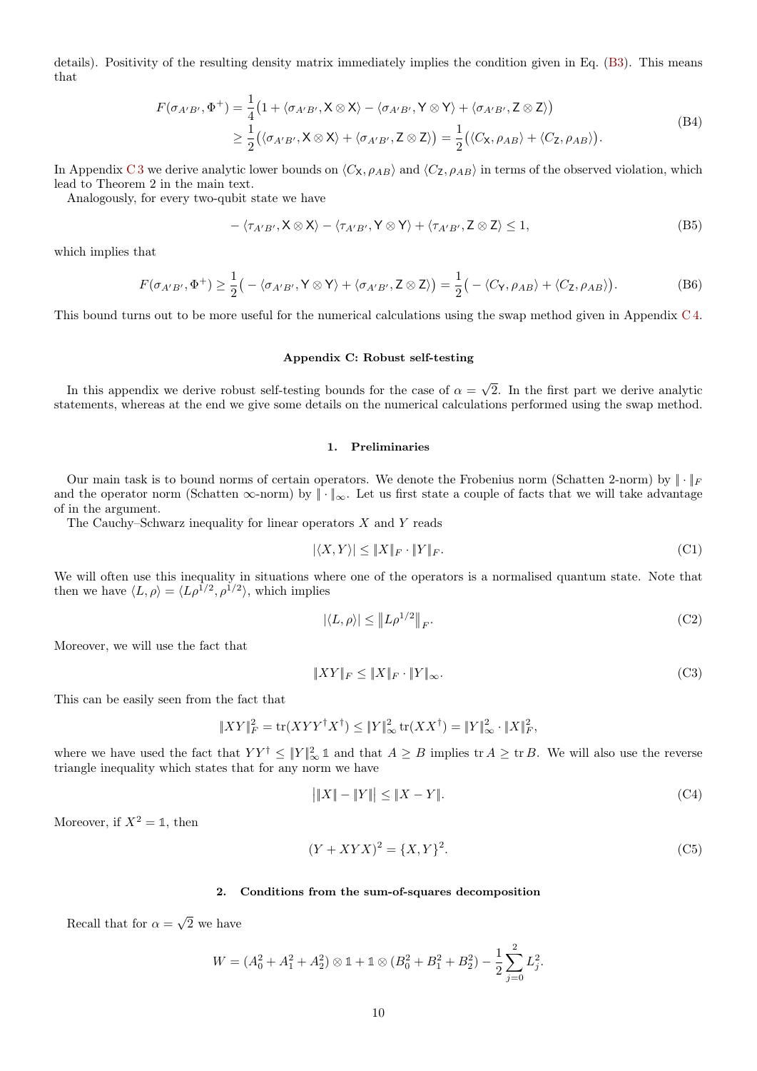details). Positivity of the resulting density matrix immediately implies the condition given in Eq. (B3). This means that

$$
\begin{aligned}
F(\sigma_{A'B'}, \Phi^+) &= \frac{1}{4}\big(1 + \langle \sigma_{A'B'}, \mathsf{X}\otimes\mathsf{X}\rangle - \langle \sigma_{A'B'}, \mathsf{Y}\otimes\mathsf{Y}\rangle + \langle \sigma_{A'B'}, \mathsf{Z}\otimes\mathsf{Z}\rangle\big) \\
&\geq \frac{1}{2}\big(\langle \sigma_{A'B'}, \mathsf{X}\otimes\mathsf{X}\rangle + \langle \sigma_{A'B'}, \mathsf{Z}\otimes\mathsf{Z}\rangle\big) = \frac{1}{2}\big(\langle C_{\mathsf{X}}, \rho_{AB}\rangle + \langle C_{\mathsf{Z}}, \rho_{AB}\rangle\big).
\end{aligned}
\tag{B4}
$$

In Appendix C 3 we derive analytic lower bounds on $\langle C_{\mathsf{X}}, \rho_{AB}\rangle$ and $\langle C_{\mathsf{Z}}, \rho_{AB}\rangle$ in terms of the observed violation, which lead to Theorem 2 in the main text.

Analogously, for every two-qubit state we have

$$
-\langle \tau_{A'B'}, \mathsf{X}\otimes\mathsf{X}\rangle - \langle \tau_{A'B'}, \mathsf{Y}\otimes\mathsf{Y}\rangle + \langle \tau_{A'B'}, \mathsf{Z}\otimes\mathsf{Z}\rangle \leq 1, \tag{B5}
$$

which implies that

$$
F(\sigma_{A'B'}, \Phi^+) \geq \frac{1}{2}\big(-\langle \sigma_{A'B'}, \mathsf{Y}\otimes\mathsf{Y}\rangle + \langle \sigma_{A'B'}, \mathsf{Z}\otimes\mathsf{Z}\rangle\big) = \frac{1}{2}\big(-\langle C_{\mathsf{Y}}, \rho_{AB}\rangle + \langle C_{\mathsf{Z}}, \rho_{AB}\rangle\big). \tag{B6}
$$

This bound turns out to be more useful for the numerical calculations using the swap method given in Appendix C 4.

## Appendix C: Robust self-testing

In this appendix we derive robust self-testing bounds for the case of $\alpha = \sqrt{2}$. In the first part we derive analytic statements, whereas at the end we give some details on the numerical calculations performed using the swap method.

### 1. Preliminaries

Our main task is to bound norms of certain operators. We denote the Frobenius norm (Schatten 2-norm) by $\|\cdot\|_F$ and the operator norm (Schatten $\infty$-norm) by $\|\cdot\|_\infty$. Let us first state a couple of facts that we will take advantage of in the argument.

The Cauchy–Schwarz inequality for linear operators $X$ and $Y$ reads

$$
|\langle X, Y\rangle| \leq \|X\|_F \cdot \|Y\|_F. \tag{C1}
$$

We will often use this inequality in situations where one of the operators is a normalised quantum state. Note that then we have $\langle L, \rho\rangle = \langle L\rho^{1/2}, \rho^{1/2}\rangle$, which implies

$$
|\langle L, \rho\rangle| \leq \big\|L\rho^{1/2}\big\|_F. \tag{C2}
$$

Moreover, we will use the fact that

$$
\|XY\|_F \leq \|X\|_F \cdot \|Y\|_\infty. \tag{C3}
$$

This can be easily seen from the fact that

$$
\|XY\|_F^2 = \operatorname{tr}(XYY^\dagger X^\dagger) \leq \|Y\|_\infty^2 \operatorname{tr}(XX^\dagger) = \|Y\|_\infty^2 \cdot \|X\|_F^2,
$$

where we have used the fact that $YY^\dagger \leq \|Y\|_\infty^2 \mathbb{1}$ and that $A \geq B$ implies $\operatorname{tr} A \geq \operatorname{tr} B$. We will also use the reverse triangle inequality which states that for any norm we have

$$
\big|\|X\| - \|Y\|\big| \leq \|X - Y\|. \tag{C4}
$$

Moreover, if $X^2 = \mathbb{1}$, then

$$
(Y + XYX)^2 = \{X, Y\}^2. \tag{C5}
$$

### 2. Conditions from the sum-of-squares decomposition

Recall that for $\alpha = \sqrt{2}$ we have

$$
W = (A_0^2 + A_1^2 + A_2^2)\otimes\mathbb{1} + \mathbb{1}\otimes(B_0^2 + B_1^2 + B_2^2) - \frac{1}{2}\sum_{j=0}^{2} L_j^2.
$$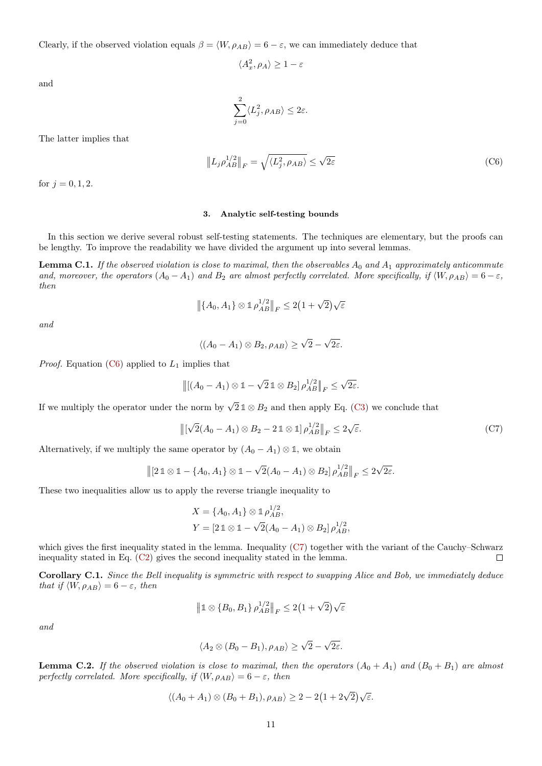Clearly, if the observed violation equals $\beta = \langle W, \rho_{AB} \rangle = 6 - \varepsilon$, we can immediately deduce that

$$\langle A_x^2, \rho_A \rangle \geq 1 - \varepsilon$$

and

$$\sum_{j=0}^{2} \langle L_j^2, \rho_{AB} \rangle \leq 2\varepsilon.$$

The latter implies that

$$\big\| L_j \rho_{AB}^{1/2} \big\|_F = \sqrt{\langle L_j^2, \rho_{AB} \rangle} \leq \sqrt{2\varepsilon} \tag{C6}$$

for $j = 0, 1, 2$.

### 3. Analytic self-testing bounds

In this section we derive several robust self-testing statements. The techniques are elementary, but the proofs can be lengthy. To improve the readability we have divided the argument up into several lemmas.

**Lemma C.1.** *If the observed violation is close to maximal, then the observables $A_0$ and $A_1$ approximately anticommute and, moreover, the operators $(A_0 - A_1)$ and $B_2$ are almost perfectly correlated. More specifically, if $\langle W, \rho_{AB} \rangle = 6 - \varepsilon$, then*

$$\big\| \{A_0, A_1\} \otimes \mathbb{1}\, \rho_{AB}^{1/2} \big\|_F \leq 2\big(1 + \sqrt{2}\big)\sqrt{\varepsilon}$$

*and*

$$\langle (A_0 - A_1) \otimes B_2, \rho_{AB} \rangle \geq \sqrt{2} - \sqrt{2\varepsilon}.$$

*Proof.* Equation (C6) applied to $L_1$ implies that

$$\big\| [(A_0 - A_1) \otimes \mathbb{1} - \sqrt{2}\, \mathbb{1} \otimes B_2]\, \rho_{AB}^{1/2} \big\|_F \leq \sqrt{2\varepsilon}.$$

If we multiply the operator under the norm by $\sqrt{2}\, \mathbb{1} \otimes B_2$ and then apply Eq. (C3) we conclude that

$$\big\| [\sqrt{2}(A_0 - A_1) \otimes B_2 - 2\, \mathbb{1} \otimes \mathbb{1}]\, \rho_{AB}^{1/2} \big\|_F \leq 2\sqrt{\varepsilon}. \tag{C7}$$

Alternatively, if we multiply the same operator by $(A_0 - A_1) \otimes \mathbb{1}$, we obtain

$$\big\| [2\, \mathbb{1} \otimes \mathbb{1} - \{A_0, A_1\} \otimes \mathbb{1} - \sqrt{2}(A_0 - A_1) \otimes B_2]\, \rho_{AB}^{1/2} \big\|_F \leq 2\sqrt{2\varepsilon}.$$

These two inequalities allow us to apply the reverse triangle inequality to

$$X = \{A_0, A_1\} \otimes \mathbb{1}\, \rho_{AB}^{1/2},$$
$$Y = [2\, \mathbb{1} \otimes \mathbb{1} - \sqrt{2}(A_0 - A_1) \otimes B_2]\, \rho_{AB}^{1/2},$$

which gives the first inequality stated in the lemma. Inequality (C7) together with the variant of the Cauchy–Schwarz inequality stated in Eq. (C2) gives the second inequality stated in the lemma. $\square$

**Corollary C.1.** *Since the Bell inequality is symmetric with respect to swapping Alice and Bob, we immediately deduce that if $\langle W, \rho_{AB} \rangle = 6 - \varepsilon$, then*

$$\big\| \mathbb{1} \otimes \{B_0, B_1\}\, \rho_{AB}^{1/2} \big\|_F \leq 2\big(1 + \sqrt{2}\big)\sqrt{\varepsilon}$$

*and*

$$\langle A_2 \otimes (B_0 - B_1), \rho_{AB} \rangle \geq \sqrt{2} - \sqrt{2\varepsilon}.$$

**Lemma C.2.** *If the observed violation is close to maximal, then the operators $(A_0 + A_1)$ and $(B_0 + B_1)$ are almost perfectly correlated. More specifically, if $\langle W, \rho_{AB} \rangle = 6 - \varepsilon$, then*

$$\langle (A_0 + A_1) \otimes (B_0 + B_1), \rho_{AB} \rangle \geq 2 - 2\big(1 + 2\sqrt{2}\big)\sqrt{\varepsilon}.$$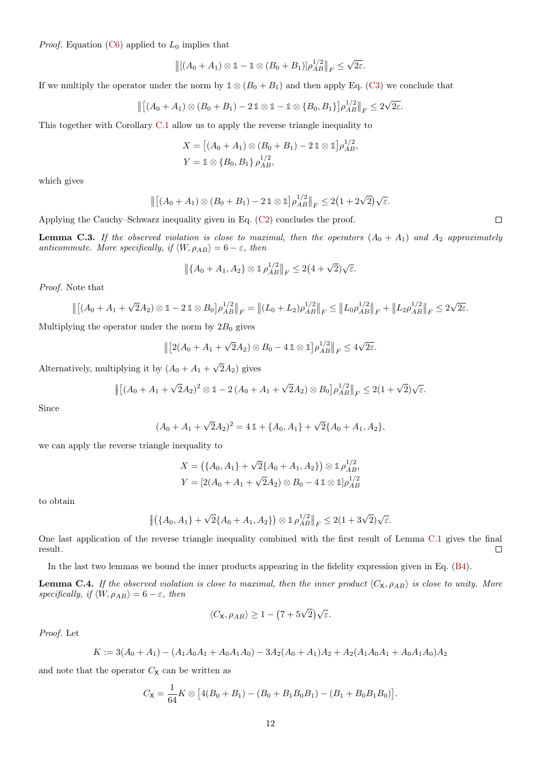*Proof.* Equation (C6) applied to $L_0$ implies that

$$\big\| [(A_0 + A_1) \otimes \mathbb{1} - \mathbb{1} \otimes (B_0 + B_1)] \rho_{AB}^{1/2} \big\|_F \leq \sqrt{2\varepsilon}.$$

If we multiply the operator under the norm by $\mathbb{1} \otimes (B_0 + B_1)$ and then apply Eq. (C3) we conclude that

$$\big\| \big[ (A_0 + A_1) \otimes (B_0 + B_1) - 2\,\mathbb{1} \otimes \mathbb{1} - \mathbb{1} \otimes \{B_0, B_1\} \big] \rho_{AB}^{1/2} \big\|_F \leq 2\sqrt{2\varepsilon}.$$

This together with Corollary C.1 allow us to apply the reverse triangle inequality to

$$X = \big[ (A_0 + A_1) \otimes (B_0 + B_1) - 2\,\mathbb{1} \otimes \mathbb{1} \big] \rho_{AB}^{1/2},$$
$$Y = \mathbb{1} \otimes \{B_0, B_1\}\, \rho_{AB}^{1/2},$$

which gives

$$\big\| \big[ (A_0 + A_1) \otimes (B_0 + B_1) - 2\,\mathbb{1} \otimes \mathbb{1} \big] \rho_{AB}^{1/2} \big\|_F \leq 2\big(1 + 2\sqrt{2}\big)\sqrt{\varepsilon}.$$

Applying the Cauchy–Schwarz inequality given in Eq. (C2) concludes the proof. □

**Lemma C.3.** *If the observed violation is close to maximal, then the operators $(A_0 + A_1)$ and $A_2$ approximately anticommute. More specifically, if $\langle W, \rho_{AB} \rangle = 6 - \varepsilon$, then*

$$\big\| \{A_0 + A_1, A_2\} \otimes \mathbb{1}\, \rho_{AB}^{1/2} \big\|_F \leq 2\big(4 + \sqrt{2}\big)\sqrt{\varepsilon}.$$

*Proof.* Note that

$$\big\| \big[ (A_0 + A_1 + \sqrt{2} A_2) \otimes \mathbb{1} - 2\,\mathbb{1} \otimes B_0 \big] \rho_{AB}^{1/2} \big\|_F = \big\| (L_0 + L_2) \rho_{AB}^{1/2} \big\|_F \leq \big\| L_0 \rho_{AB}^{1/2} \big\|_F + \big\| L_2 \rho_{AB}^{1/2} \big\|_F \leq 2\sqrt{2\varepsilon}.$$

Multiplying the operator under the norm by $2B_0$ gives

$$\big\| \big[ 2(A_0 + A_1 + \sqrt{2} A_2) \otimes B_0 - 4\,\mathbb{1} \otimes \mathbb{1} \big] \rho_{AB}^{1/2} \big\|_F \leq 4\sqrt{2\varepsilon}.$$

Alternatively, multiplying it by $(A_0 + A_1 + \sqrt{2} A_2)$ gives

$$\big\| \big[ (A_0 + A_1 + \sqrt{2} A_2)^2 \otimes \mathbb{1} - 2\,(A_0 + A_1 + \sqrt{2} A_2) \otimes B_0 \big] \rho_{AB}^{1/2} \big\|_F \leq 2(1 + \sqrt{2})\sqrt{\varepsilon}.$$

Since

$$(A_0 + A_1 + \sqrt{2} A_2)^2 = 4\,\mathbb{1} + \{A_0, A_1\} + \sqrt{2}\{A_0 + A_1, A_2\},$$

we can apply the reverse triangle inequality to

$$X = \big( \{A_0, A_1\} + \sqrt{2}\{A_0 + A_1, A_2\} \big) \otimes \mathbb{1}\, \rho_{AB}^{1/2},$$
$$Y = [2(A_0 + A_1 + \sqrt{2} A_2) \otimes B_0 - 4\,\mathbb{1} \otimes \mathbb{1}] \rho_{AB}^{1/2}$$

to obtain

$$\big\| \big( \{A_0, A_1\} + \sqrt{2}\{A_0 + A_1, A_2\} \big) \otimes \mathbb{1}\, \rho_{AB}^{1/2} \big\|_F \leq 2(1 + 3\sqrt{2})\sqrt{\varepsilon}.$$

One last application of the reverse triangle inequality combined with the first result of Lemma C.1 gives the final result. □

In the last two lemmas we bound the inner products appearing in the fidelity expression given in Eq. (B4).

**Lemma C.4.** *If the observed violation is close to maximal, then the inner product $\langle C_{\mathsf{X}}, \rho_{AB} \rangle$ is close to unity. More specifically, if $\langle W, \rho_{AB} \rangle = 6 - \varepsilon$, then*

$$\langle C_{\mathsf{X}}, \rho_{AB} \rangle \geq 1 - \big(7 + 5\sqrt{2}\big)\sqrt{\varepsilon}.$$

*Proof.* Let

$$K := 3(A_0 + A_1) - (A_1 A_0 A_1 + A_0 A_1 A_0) - 3A_2(A_0 + A_1)A_2 + A_2(A_1 A_0 A_1 + A_0 A_1 A_0)A_2$$

and note that the operator $C_{\mathsf{X}}$ can be written as

$$C_{\mathsf{X}} = \frac{1}{64} K \otimes \big[ 4(B_0 + B_1) - (B_0 + B_1 B_0 B_1) - (B_1 + B_0 B_1 B_0) \big].$$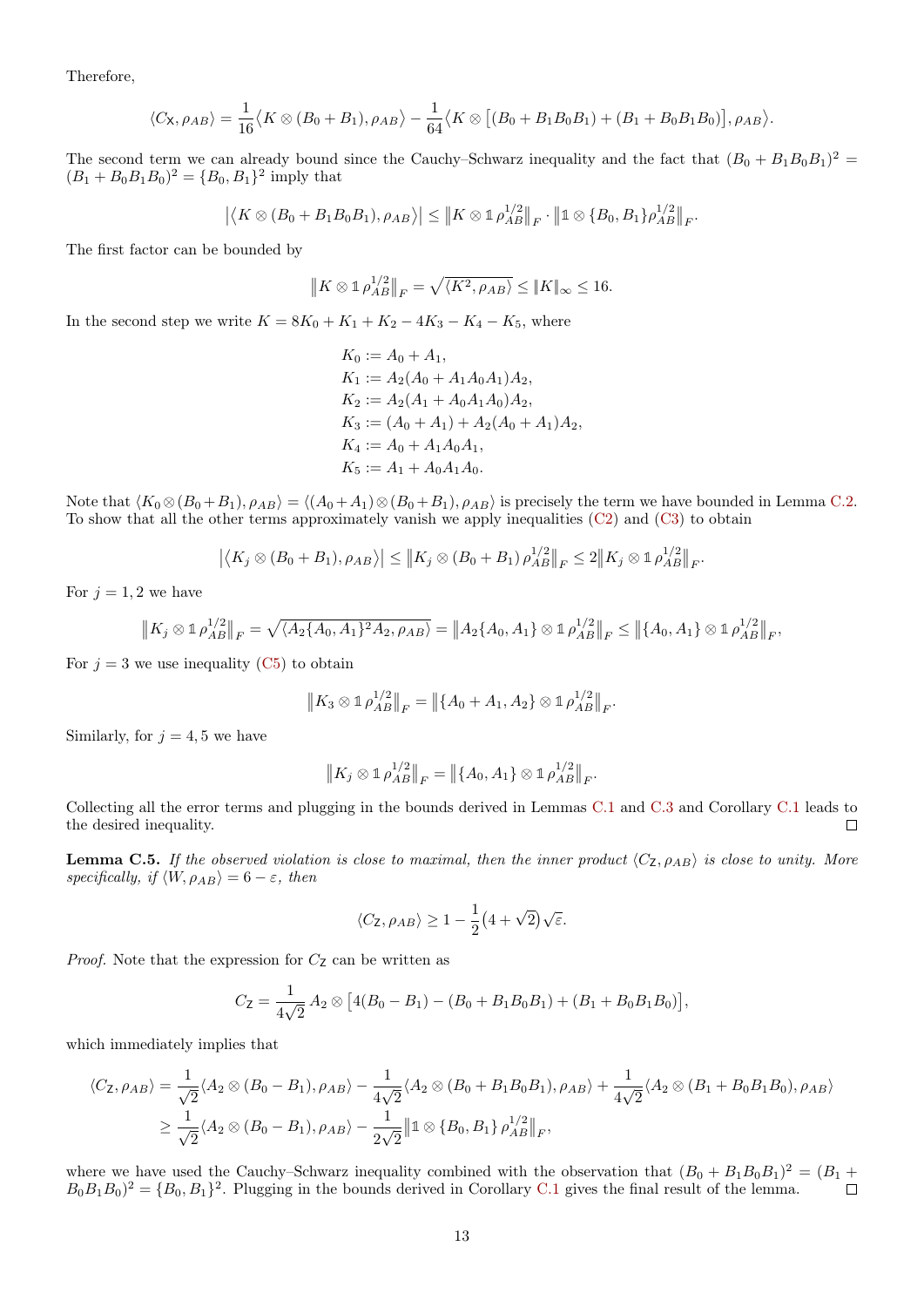Therefore,

$$\langle C_{\mathsf{X}}, \rho_{AB}\rangle = \frac{1}{16}\big\langle K \otimes (B_0 + B_1), \rho_{AB}\big\rangle - \frac{1}{64}\big\langle K \otimes \big[(B_0 + B_1 B_0 B_1) + (B_1 + B_0 B_1 B_0)\big], \rho_{AB}\big\rangle.$$

The second term we can already bound since the Cauchy–Schwarz inequality and the fact that $(B_0 + B_1B_0B_1)^2 = (B_1 + B_0B_1B_0)^2 = \{B_0, B_1\}^2$ imply that

$$\big|\big\langle K \otimes (B_0 + B_1 B_0 B_1), \rho_{AB}\big\rangle\big| \leq \big\| K \otimes \mathbb{1}\, \rho_{AB}^{1/2}\big\|_F \cdot \big\|\mathbb{1} \otimes \{B_0, B_1\} \rho_{AB}^{1/2}\big\|_F.$$

The first factor can be bounded by

$$\big\| K \otimes \mathbb{1}\, \rho_{AB}^{1/2}\big\|_F = \sqrt{\langle K^2, \rho_{AB}\rangle} \leq \|K\|_\infty \leq 16.$$

In the second step we write $K = 8K_0 + K_1 + K_2 - 4K_3 - K_4 - K_5$, where

$$\begin{aligned}
K_0 &:= A_0 + A_1,\\
K_1 &:= A_2(A_0 + A_1A_0A_1)A_2,\\
K_2 &:= A_2(A_1 + A_0A_1A_0)A_2,\\
K_3 &:= (A_0 + A_1) + A_2(A_0 + A_1)A_2,\\
K_4 &:= A_0 + A_1A_0A_1,\\
K_5 &:= A_1 + A_0A_1A_0.
\end{aligned}$$

Note that $\langle K_0 \otimes (B_0 + B_1), \rho_{AB}\rangle = \langle (A_0 + A_1) \otimes (B_0 + B_1), \rho_{AB}\rangle$ is precisely the term we have bounded in Lemma C.2. To show that all the other terms approximately vanish we apply inequalities (C2) and (C3) to obtain

$$\big|\big\langle K_j \otimes (B_0 + B_1), \rho_{AB}\big\rangle\big| \leq \big\| K_j \otimes (B_0 + B_1)\, \rho_{AB}^{1/2}\big\|_F \leq 2\big\| K_j \otimes \mathbb{1}\, \rho_{AB}^{1/2}\big\|_F.$$

For $j = 1, 2$ we have

$$\big\| K_j \otimes \mathbb{1}\, \rho_{AB}^{1/2}\big\|_F = \sqrt{\langle A_2\{A_0, A_1\}^2 A_2, \rho_{AB}\rangle} = \big\| A_2\{A_0, A_1\} \otimes \mathbb{1}\, \rho_{AB}^{1/2}\big\|_F \leq \big\| \{A_0, A_1\} \otimes \mathbb{1}\, \rho_{AB}^{1/2}\big\|_F,$$

For $j = 3$ we use inequality (C5) to obtain

$$\big\| K_3 \otimes \mathbb{1}\, \rho_{AB}^{1/2}\big\|_F = \big\| \{A_0 + A_1, A_2\} \otimes \mathbb{1}\, \rho_{AB}^{1/2}\big\|_F.$$

Similarly, for $j = 4, 5$ we have

$$\big\| K_j \otimes \mathbb{1}\, \rho_{AB}^{1/2}\big\|_F = \big\| \{A_0, A_1\} \otimes \mathbb{1}\, \rho_{AB}^{1/2}\big\|_F.$$

Collecting all the error terms and plugging in the bounds derived in Lemmas C.1 and C.3 and Corollary C.1 leads to the desired inequality. ◻

**Lemma C.5.** *If the observed violation is close to maximal, then the inner product $\langle C_{\mathsf{Z}}, \rho_{AB}\rangle$ is close to unity. More specifically, if $\langle W, \rho_{AB}\rangle = 6 - \varepsilon$, then*

$$\langle C_{\mathsf{Z}}, \rho_{AB}\rangle \geq 1 - \frac{1}{2}\big(4 + \sqrt{2}\big)\sqrt{\varepsilon}.$$

*Proof.* Note that the expression for $C_{\mathsf{Z}}$ can be written as

$$C_{\mathsf{Z}} = \frac{1}{4\sqrt{2}}\, A_2 \otimes \big[4(B_0 - B_1) - (B_0 + B_1B_0B_1) + (B_1 + B_0B_1B_0)\big],$$

which immediately implies that

$$\begin{aligned}
\langle C_{\mathsf{Z}}, \rho_{AB}\rangle &= \frac{1}{\sqrt{2}}\langle A_2 \otimes (B_0 - B_1), \rho_{AB}\rangle - \frac{1}{4\sqrt{2}}\langle A_2 \otimes (B_0 + B_1B_0B_1), \rho_{AB}\rangle + \frac{1}{4\sqrt{2}}\langle A_2 \otimes (B_1 + B_0B_1B_0), \rho_{AB}\rangle\\
&\geq \frac{1}{\sqrt{2}}\langle A_2 \otimes (B_0 - B_1), \rho_{AB}\rangle - \frac{1}{2\sqrt{2}}\big\|\mathbb{1} \otimes \{B_0, B_1\}\, \rho_{AB}^{1/2}\big\|_F,
\end{aligned}$$

where we have used the Cauchy–Schwarz inequality combined with the observation that $(B_0 + B_1B_0B_1)^2 = (B_1 + B_0B_1B_0)^2 = \{B_0, B_1\}^2$. Plugging in the bounds derived in Corollary C.1 gives the final result of the lemma. ◻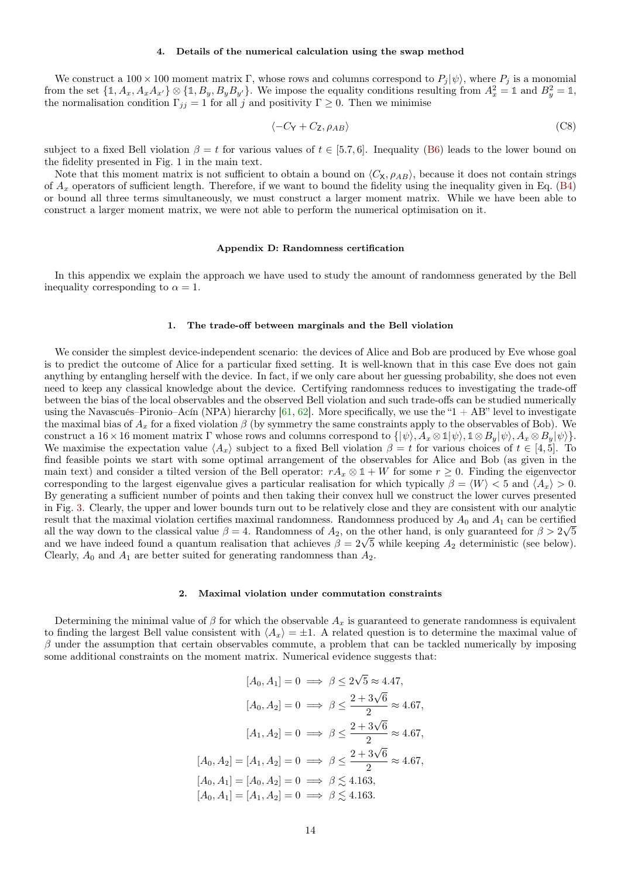### 4. Details of the numerical calculation using the swap method

We construct a $100 \times 100$ moment matrix $\Gamma$, whose rows and columns correspond to $P_j|\psi\rangle$, where $P_j$ is a monomial from the set $\{\mathbb{1}, A_x, A_x A_{x'}\} \otimes \{\mathbb{1}, B_y, B_y B_{y'}\}$. We impose the equality conditions resulting from $A_x^2 = \mathbb{1}$ and $B_y^2 = \mathbb{1}$, the normalisation condition $\Gamma_{jj} = 1$ for all $j$ and positivity $\Gamma \geq 0$. Then we minimise

$$\langle -C_{\mathsf{Y}} + C_{\mathsf{Z}}, \rho_{AB} \rangle \tag{C8}$$

subject to a fixed Bell violation $\beta = t$ for various values of $t \in [5.7, 6]$. Inequality (B6) leads to the lower bound on the fidelity presented in Fig. 1 in the main text.

Note that this moment matrix is not sufficient to obtain a bound on $\langle C_{\mathsf{X}}, \rho_{AB} \rangle$, because it does not contain strings of $A_x$ operators of sufficient length. Therefore, if we want to bound the fidelity using the inequality given in Eq. (B4) or bound all three terms simultaneously, we must construct a larger moment matrix. While we have been able to construct a larger moment matrix, we were not able to perform the numerical optimisation on it.

## Appendix D: Randomness certification

In this appendix we explain the approach we have used to study the amount of randomness generated by the Bell inequality corresponding to $\alpha = 1$.

### 1. The trade-off between marginals and the Bell violation

We consider the simplest device-independent scenario: the devices of Alice and Bob are produced by Eve whose goal is to predict the outcome of Alice for a particular fixed setting. It is well-known that in this case Eve does not gain anything by entangling herself with the device. In fact, if we only care about her guessing probability, she does not even need to keep any classical knowledge about the device. Certifying randomness reduces to investigating the trade-off between the bias of the local observables and the observed Bell violation and such trade-offs can be studied numerically using the Navascués–Pironio–Acín (NPA) hierarchy [61, 62]. More specifically, we use the "1 + AB" level to investigate the maximal bias of $A_x$ for a fixed violation $\beta$ (by symmetry the same constraints apply to the observables of Bob). We construct a $16 \times 16$ moment matrix $\Gamma$ whose rows and columns correspond to $\{|\psi\rangle, A_x \otimes \mathbb{1}|\psi\rangle, \mathbb{1} \otimes B_y|\psi\rangle, A_x \otimes B_y|\psi\rangle\}$. We maximise the expectation value $\langle A_x \rangle$ subject to a fixed Bell violation $\beta = t$ for various choices of $t \in [4, 5]$. To find feasible points we start with some optimal arrangement of the observables for Alice and Bob (as given in the main text) and consider a tilted version of the Bell operator: $rA_x \otimes \mathbb{1} + W$ for some $r \geq 0$. Finding the eigenvector corresponding to the largest eigenvalue gives a particular realisation for which typically $\beta = \langle W \rangle < 5$ and $\langle A_x \rangle > 0$. By generating a sufficient number of points and then taking their convex hull we construct the lower curves presented in Fig. 3. Clearly, the upper and lower bounds turn out to be relatively close and they are consistent with our analytic result that the maximal violation certifies maximal randomness. Randomness produced by $A_0$ and $A_1$ can be certified all the way down to the classical value $\beta = 4$. Randomness of $A_2$, on the other hand, is only guaranteed for $\beta > 2\sqrt{5}$ and we have indeed found a quantum realisation that achieves $\beta = 2\sqrt{5}$ while keeping $A_2$ deterministic (see below). Clearly, $A_0$ and $A_1$ are better suited for generating randomness than $A_2$.

### 2. Maximal violation under commutation constraints

Determining the minimal value of $\beta$ for which the observable $A_x$ is guaranteed to generate randomness is equivalent to finding the largest Bell value consistent with $\langle A_x \rangle = \pm 1$. A related question is to determine the maximal value of $\beta$ under the assumption that certain observables commute, a problem that can be tackled numerically by imposing some additional constraints on the moment matrix. Numerical evidence suggests that:

$$
\begin{aligned}
[A_0, A_1] = 0 &\implies \beta \leq 2\sqrt{5} \approx 4.47, \\
[A_0, A_2] = 0 &\implies \beta \leq \frac{2 + 3\sqrt{6}}{2} \approx 4.67, \\
[A_1, A_2] = 0 &\implies \beta \leq \frac{2 + 3\sqrt{6}}{2} \approx 4.67, \\
[A_0, A_2] = [A_1, A_2] = 0 &\implies \beta \leq \frac{2 + 3\sqrt{6}}{2} \approx 4.67, \\
[A_0, A_1] = [A_0, A_2] = 0 &\implies \beta \lesssim 4.163, \\
[A_0, A_1] = [A_1, A_2] = 0 &\implies \beta \lesssim 4.163.
\end{aligned}
$$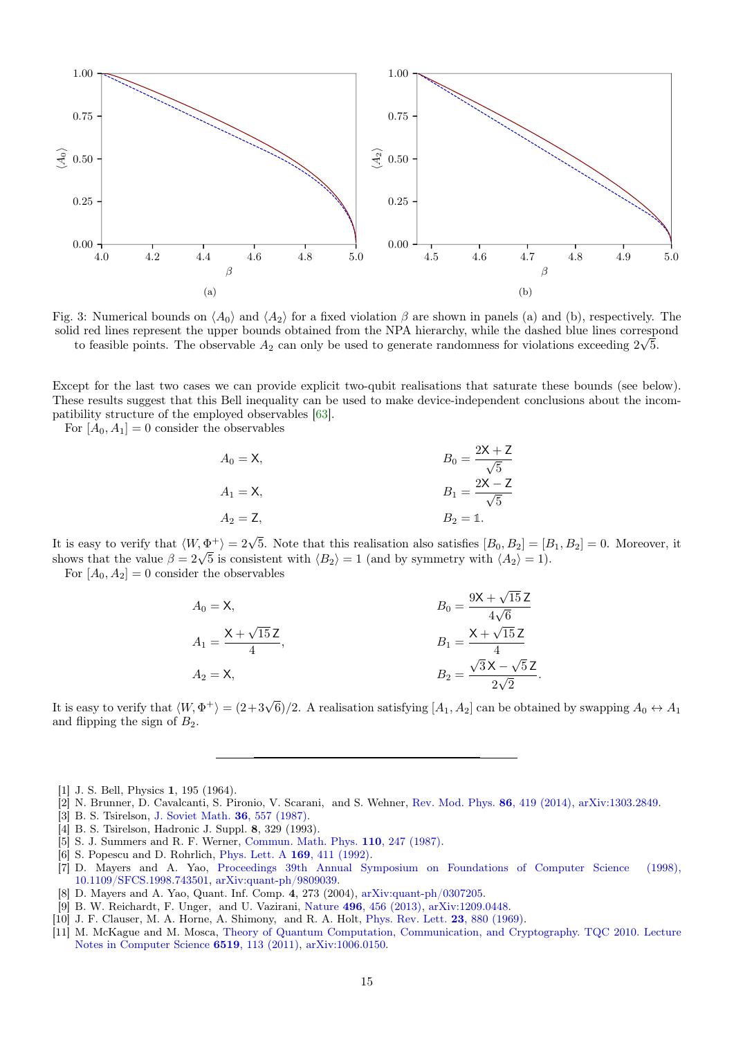1.00
0.75
0.50
0.25
0.00
$\langle A_0 \rangle$
4.0 4.2 4.4 4.6 4.8 5.0
$\beta$
(a)

1.00
0.75
0.50
0.25
0.00
$\langle A_2 \rangle$
4.5 4.6 4.7 4.8 4.9 5.0
$\beta$
(b)

Fig. 3: Numerical bounds on $\langle A_0 \rangle$ and $\langle A_2 \rangle$ for a fixed violation $\beta$ are shown in panels (a) and (b), respectively. The solid red lines represent the upper bounds obtained from the NPA hierarchy, while the dashed blue lines correspond to feasible points. The observable $A_2$ can only be used to generate randomness for violations exceeding $2\sqrt{5}$.

Except for the last two cases we can provide explicit two-qubit realisations that saturate these bounds (see below). These results suggest that this Bell inequality can be used to make device-independent conclusions about the incompatibility structure of the employed observables [63].

For $[A_0, A_1] = 0$ consider the observables

$$A_0 = \mathsf{X}, \qquad B_0 = \frac{2\mathsf{X} + \mathsf{Z}}{\sqrt{5}}$$

$$A_1 = \mathsf{X}, \qquad B_1 = \frac{2\mathsf{X} - \mathsf{Z}}{\sqrt{5}}$$

$$A_2 = \mathsf{Z}, \qquad B_2 = \mathbb{1}.$$

It is easy to verify that $\langle W, \Phi^+ \rangle = 2\sqrt{5}$. Note that this realisation also satisfies $[B_0, B_2] = [B_1, B_2] = 0$. Moreover, it shows that the value $\beta = 2\sqrt{5}$ is consistent with $\langle B_2 \rangle = 1$ (and by symmetry with $\langle A_2 \rangle = 1$).

For $[A_0, A_2] = 0$ consider the observables

$$A_0 = \mathsf{X}, \qquad B_0 = \frac{9\mathsf{X} + \sqrt{15}\,\mathsf{Z}}{4\sqrt{6}}$$

$$A_1 = \frac{\mathsf{X} + \sqrt{15}\,\mathsf{Z}}{4}, \qquad B_1 = \frac{\mathsf{X} + \sqrt{15}\,\mathsf{Z}}{4}$$

$$A_2 = \mathsf{X}, \qquad B_2 = \frac{\sqrt{3}\,\mathsf{X} - \sqrt{5}\,\mathsf{Z}}{2\sqrt{2}}.$$

It is easy to verify that $\langle W, \Phi^+ \rangle = (2+3\sqrt{6})/2$. A realisation satisfying $[A_1, A_2]$ can be obtained by swapping $A_0 \leftrightarrow A_1$ and flipping the sign of $B_2$.

---

[1] J. S. Bell, Physics **1**, 195 (1964).
[2] N. Brunner, D. Cavalcanti, S. Pironio, V. Scarani, and S. Wehner, Rev. Mod. Phys. **86**, 419 (2014), arXiv:1303.2849.
[3] B. S. Tsirelson, J. Soviet Math. **36**, 557 (1987).
[4] B. S. Tsirelson, Hadronic J. Suppl. **8**, 329 (1993).
[5] S. J. Summers and R. F. Werner, Commun. Math. Phys. **110**, 247 (1987).
[6] S. Popescu and D. Rohrlich, Phys. Lett. A **169**, 411 (1992).
[7] D. Mayers and A. Yao, Proceedings 39th Annual Symposium on Foundations of Computer Science (1998), 10.1109/SFCS.1998.743501, arXiv:quant-ph/9809039.
[8] D. Mayers and A. Yao, Quant. Inf. Comp. **4**, 273 (2004), arXiv:quant-ph/0307205.
[9] B. W. Reichardt, F. Unger, and U. Vazirani, Nature **496**, 456 (2013), arXiv:1209.0448.
[10] J. F. Clauser, M. A. Horne, A. Shimony, and R. A. Holt, Phys. Rev. Lett. **23**, 880 (1969).
[11] M. McKague and M. Mosca, Theory of Quantum Computation, Communication, and Cryptography. TQC 2010. Lecture Notes in Computer Science **6519**, 113 (2011), arXiv:1006.0150.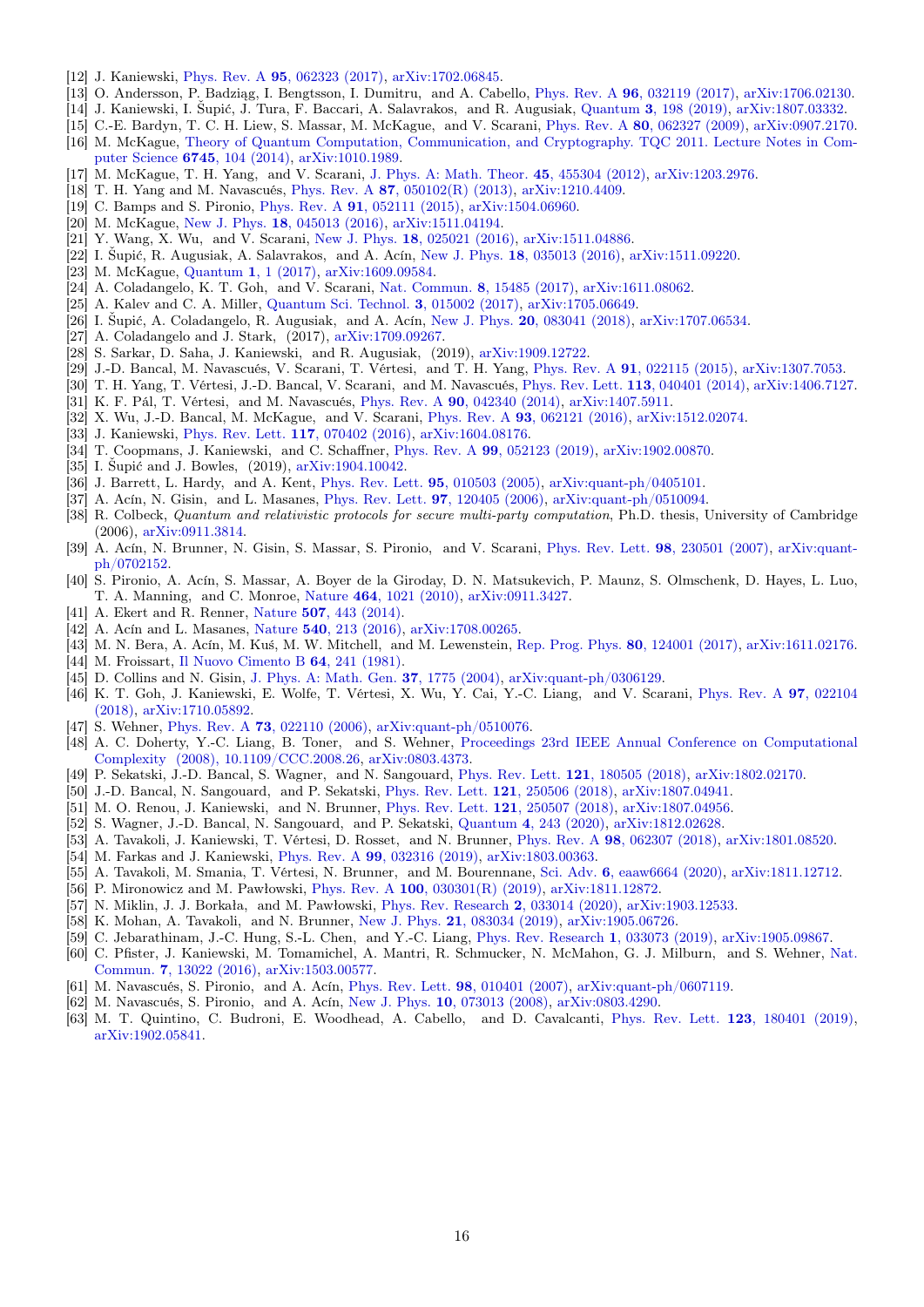[12] J. Kaniewski, Phys. Rev. A **95**, 062323 (2017), arXiv:1702.06845.
[13] O. Andersson, P. Badziąg, I. Bengtsson, I. Dumitru, and A. Cabello, Phys. Rev. A **96**, 032119 (2017), arXiv:1706.02130.
[14] J. Kaniewski, I. Šupić, J. Tura, F. Baccari, A. Salavrakos, and R. Augusiak, Quantum **3**, 198 (2019), arXiv:1807.03332.
[15] C.-E. Bardyn, T. C. H. Liew, S. Massar, M. McKague, and V. Scarani, Phys. Rev. A **80**, 062327 (2009), arXiv:0907.2170.
[16] M. McKague, Theory of Quantum Computation, Communication, and Cryptography. TQC 2011. Lecture Notes in Computer Science **6745**, 104 (2014), arXiv:1010.1989.
[17] M. McKague, T. H. Yang, and V. Scarani, J. Phys. A: Math. Theor. **45**, 455304 (2012), arXiv:1203.2976.
[18] T. H. Yang and M. Navascués, Phys. Rev. A **87**, 050102(R) (2013), arXiv:1210.4409.
[19] C. Bamps and S. Pironio, Phys. Rev. A **91**, 052111 (2015), arXiv:1504.06960.
[20] M. McKague, New J. Phys. **18**, 045013 (2016), arXiv:1511.04194.
[21] Y. Wang, X. Wu, and V. Scarani, New J. Phys. **18**, 025021 (2016), arXiv:1511.04886.
[22] I. Šupić, R. Augusiak, A. Salavrakos, and A. Acín, New J. Phys. **18**, 035013 (2016), arXiv:1511.09220.
[23] M. McKague, Quantum **1**, 1 (2017), arXiv:1609.09584.
[24] A. Coladangelo, K. T. Goh, and V. Scarani, Nat. Commun. **8**, 15485 (2017), arXiv:1611.08062.
[25] A. Kalev and C. A. Miller, Quantum Sci. Technol. **3**, 015002 (2017), arXiv:1705.06649.
[26] I. Šupić, A. Coladangelo, R. Augusiak, and A. Acín, New J. Phys. **20**, 083041 (2018), arXiv:1707.06534.
[27] A. Coladangelo and J. Stark, (2017), arXiv:1709.09267.
[28] S. Sarkar, D. Saha, J. Kaniewski, and R. Augusiak, (2019), arXiv:1909.12722.
[29] J.-D. Bancal, M. Navascués, V. Scarani, T. Vértesi, and T. H. Yang, Phys. Rev. A **91**, 022115 (2015), arXiv:1307.7053.
[30] T. H. Yang, T. Vértesi, J.-D. Bancal, V. Scarani, and M. Navascués, Phys. Rev. Lett. **113**, 040401 (2014), arXiv:1406.7127.
[31] K. F. Pál, T. Vértesi, and M. Navascués, Phys. Rev. A **90**, 042340 (2014), arXiv:1407.5911.
[32] X. Wu, J.-D. Bancal, M. McKague, and V. Scarani, Phys. Rev. A **93**, 062121 (2016), arXiv:1512.02074.
[33] J. Kaniewski, Phys. Rev. Lett. **117**, 070402 (2016), arXiv:1604.08176.
[34] T. Coopmans, J. Kaniewski, and C. Schaffner, Phys. Rev. A **99**, 052123 (2019), arXiv:1902.00870.
[35] I. Šupić and J. Bowles, (2019), arXiv:1904.10042.
[36] J. Barrett, L. Hardy, and A. Kent, Phys. Rev. Lett. **95**, 010503 (2005), arXiv:quant-ph/0405101.
[37] A. Acín, N. Gisin, and L. Masanes, Phys. Rev. Lett. **97**, 120405 (2006), arXiv:quant-ph/0510094.
[38] R. Colbeck, *Quantum and relativistic protocols for secure multi-party computation*, Ph.D. thesis, University of Cambridge (2006), arXiv:0911.3814.
[39] A. Acín, N. Brunner, N. Gisin, S. Massar, S. Pironio, and V. Scarani, Phys. Rev. Lett. **98**, 230501 (2007), arXiv:quant-ph/0702152.
[40] S. Pironio, A. Acín, S. Massar, A. Boyer de la Giroday, D. N. Matsukevich, P. Maunz, S. Olmschenk, D. Hayes, L. Luo, T. A. Manning, and C. Monroe, Nature **464**, 1021 (2010), arXiv:0911.3427.
[41] A. Ekert and R. Renner, Nature **507**, 443 (2014).
[42] A. Acín and L. Masanes, Nature **540**, 213 (2016), arXiv:1708.00265.
[43] M. N. Bera, A. Acín, M. Kuś, M. W. Mitchell, and M. Lewenstein, Rep. Prog. Phys. **80**, 124001 (2017), arXiv:1611.02176.
[44] M. Froissart, Il Nuovo Cimento B **64**, 241 (1981).
[45] D. Collins and N. Gisin, J. Phys. A: Math. Gen. **37**, 1775 (2004), arXiv:quant-ph/0306129.
[46] K. T. Goh, J. Kaniewski, E. Wolfe, T. Vértesi, X. Wu, Y. Cai, Y.-C. Liang, and V. Scarani, Phys. Rev. A **97**, 022104 (2018), arXiv:1710.05892.
[47] S. Wehner, Phys. Rev. A **73**, 022110 (2006), arXiv:quant-ph/0510076.
[48] A. C. Doherty, Y.-C. Liang, B. Toner, and S. Wehner, Proceedings 23rd IEEE Annual Conference on Computational Complexity (2008), 10.1109/CCC.2008.26, arXiv:0803.4373.
[49] P. Sekatski, J.-D. Bancal, S. Wagner, and N. Sangouard, Phys. Rev. Lett. **121**, 180505 (2018), arXiv:1802.02170.
[50] J.-D. Bancal, N. Sangouard, and P. Sekatski, Phys. Rev. Lett. **121**, 250506 (2018), arXiv:1807.04941.
[51] M. O. Renou, J. Kaniewski, and N. Brunner, Phys. Rev. Lett. **121**, 250507 (2018), arXiv:1807.04956.
[52] S. Wagner, J.-D. Bancal, N. Sangouard, and P. Sekatski, Quantum **4**, 243 (2020), arXiv:1812.02628.
[53] A. Tavakoli, J. Kaniewski, T. Vértesi, D. Rosset, and N. Brunner, Phys. Rev. A **98**, 062307 (2018), arXiv:1801.08520.
[54] M. Farkas and J. Kaniewski, Phys. Rev. A **99**, 032316 (2019), arXiv:1803.00363.
[55] A. Tavakoli, M. Smania, T. Vértesi, N. Brunner, and M. Bourennane, Sci. Adv. **6**, eaaw6664 (2020), arXiv:1811.12712.
[56] P. Mironowicz and M. Pawłowski, Phys. Rev. A **100**, 030301(R) (2019), arXiv:1811.12872.
[57] N. Miklin, J. J. Borkała, and M. Pawłowski, Phys. Rev. Research **2**, 033014 (2020), arXiv:1903.12533.
[58] K. Mohan, A. Tavakoli, and N. Brunner, New J. Phys. **21**, 083034 (2019), arXiv:1905.06726.
[59] C. Jebarathinam, J.-C. Hung, S.-L. Chen, and Y.-C. Liang, Phys. Rev. Research **1**, 033073 (2019), arXiv:1905.09867.
[60] C. Pfister, J. Kaniewski, M. Tomamichel, A. Mantri, R. Schmucker, N. McMahon, G. J. Milburn, and S. Wehner, Nat. Commun. **7**, 13022 (2016), arXiv:1503.00577.
[61] M. Navascués, S. Pironio, and A. Acín, Phys. Rev. Lett. **98**, 010401 (2007), arXiv:quant-ph/0607119.
[62] M. Navascués, S. Pironio, and A. Acín, New J. Phys. **10**, 073013 (2008), arXiv:0803.4290.
[63] M. T. Quintino, C. Budroni, E. Woodhead, A. Cabello, and D. Cavalcanti, Phys. Rev. Lett. **123**, 180401 (2019), arXiv:1902.05841.